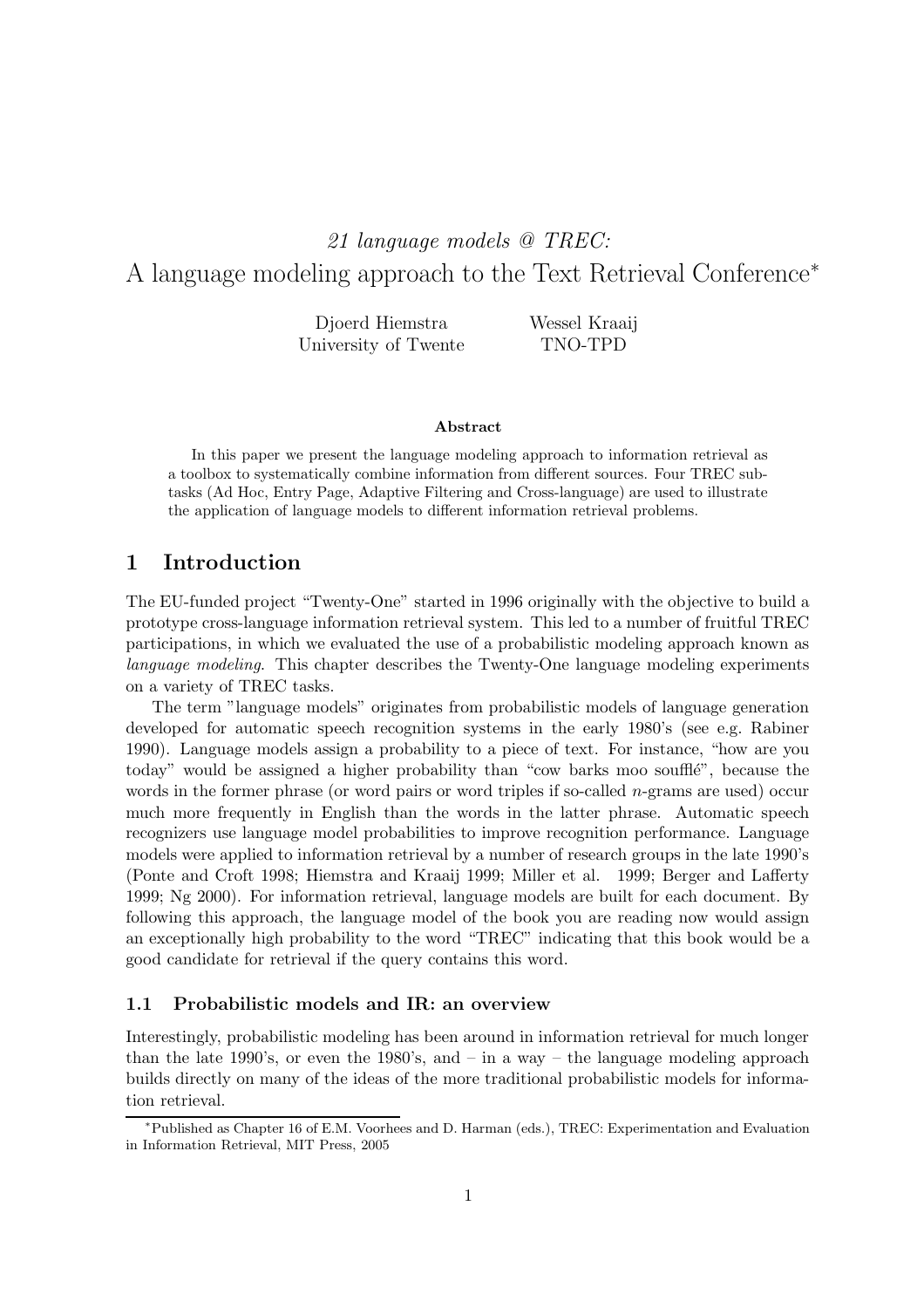# *21 language models @ TREC:* A language modeling approach to the Text Retrieval Conference*

Djoerd Hiemstra
University of Twente

Wessel Kraaij
TNO-TPD

**Abstract**

In this paper we present the language modeling approach to information retrieval as a toolbox to systematically combine information from different sources. Four TREC subtasks (Ad Hoc, Entry Page, Adaptive Filtering and Cross-language) are used to illustrate the application of language models to different information retrieval problems.

## 1 Introduction

The EU-funded project "Twenty-One" started in 1996 originally with the objective to build a prototype cross-language information retrieval system. This led to a number of fruitful TREC participations, in which we evaluated the use of a probabilistic modeling approach known as *language modeling*. This chapter describes the Twenty-One language modeling experiments on a variety of TREC tasks.

The term "language models" originates from probabilistic models of language generation developed for automatic speech recognition systems in the early 1980's (see e.g. Rabiner 1990). Language models assign a probability to a piece of text. For instance, "how are you today" would be assigned a higher probability than "cow barks moo soufflé", because the words in the former phrase (or word pairs or word triples if so-called $n$-grams are used) occur much more frequently in English than the words in the latter phrase. Automatic speech recognizers use language model probabilities to improve recognition performance. Language models were applied to information retrieval by a number of research groups in the late 1990's (Ponte and Croft 1998; Hiemstra and Kraaij 1999; Miller et al. 1999; Berger and Lafferty 1999; Ng 2000). For information retrieval, language models are built for each document. By following this approach, the language model of the book you are reading now would assign an exceptionally high probability to the word "TREC" indicating that this book would be a good candidate for retrieval if the query contains this word.

### 1.1 Probabilistic models and IR: an overview

Interestingly, probabilistic modeling has been around in information retrieval for much longer than the late 1990's, or even the 1980's, and – in a way – the language modeling approach builds directly on many of the ideas of the more traditional probabilistic models for information retrieval.

*Published as Chapter 16 of E.M. Voorhees and D. Harman (eds.), TREC: Experimentation and Evaluation in Information Retrieval, MIT Press, 2005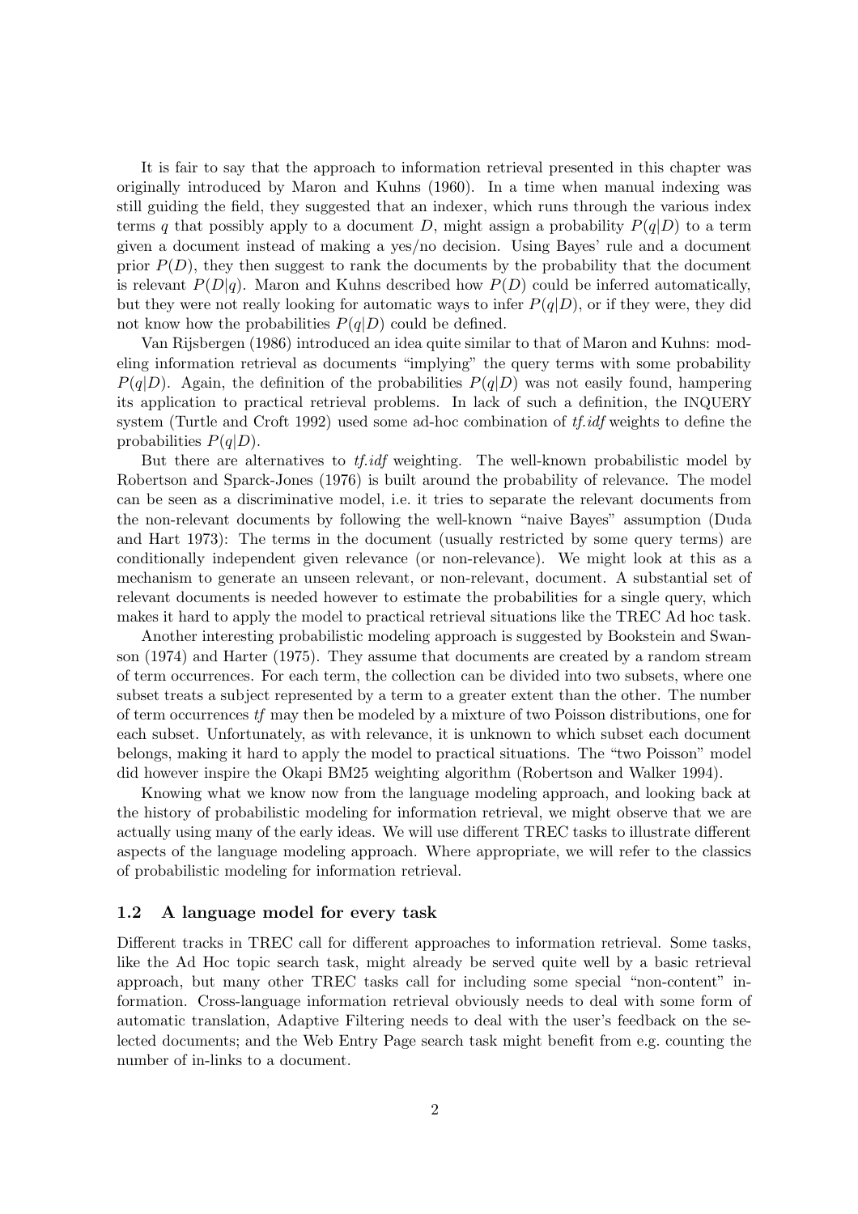It is fair to say that the approach to information retrieval presented in this chapter was originally introduced by Maron and Kuhns (1960). In a time when manual indexing was still guiding the field, they suggested that an indexer, which runs through the various index terms $q$ that possibly apply to a document $D$, might assign a probability $P(q|D)$ to a term given a document instead of making a yes/no decision. Using Bayes' rule and a document prior $P(D)$, they then suggest to rank the documents by the probability that the document is relevant $P(D|q)$. Maron and Kuhns described how $P(D)$ could be inferred automatically, but they were not really looking for automatic ways to infer $P(q|D)$, or if they were, they did not know how the probabilities $P(q|D)$ could be defined.

Van Rijsbergen (1986) introduced an idea quite similar to that of Maron and Kuhns: modeling information retrieval as documents "implying" the query terms with some probability $P(q|D)$. Again, the definition of the probabilities $P(q|D)$ was not easily found, hampering its application to practical retrieval problems. In lack of such a definition, the INQUERY system (Turtle and Croft 1992) used some ad-hoc combination of *tf.idf* weights to define the probabilities $P(q|D)$.

But there are alternatives to *tf.idf* weighting. The well-known probabilistic model by Robertson and Sparck-Jones (1976) is built around the probability of relevance. The model can be seen as a discriminative model, i.e. it tries to separate the relevant documents from the non-relevant documents by following the well-known "naive Bayes" assumption (Duda and Hart 1973): The terms in the document (usually restricted by some query terms) are conditionally independent given relevance (or non-relevance). We might look at this as a mechanism to generate an unseen relevant, or non-relevant, document. A substantial set of relevant documents is needed however to estimate the probabilities for a single query, which makes it hard to apply the model to practical retrieval situations like the TREC Ad hoc task.

Another interesting probabilistic modeling approach is suggested by Bookstein and Swanson (1974) and Harter (1975). They assume that documents are created by a random stream of term occurrences. For each term, the collection can be divided into two subsets, where one subset treats a subject represented by a term to a greater extent than the other. The number of term occurrences *tf* may then be modeled by a mixture of two Poisson distributions, one for each subset. Unfortunately, as with relevance, it is unknown to which subset each document belongs, making it hard to apply the model to practical situations. The "two Poisson" model did however inspire the Okapi BM25 weighting algorithm (Robertson and Walker 1994).

Knowing what we know now from the language modeling approach, and looking back at the history of probabilistic modeling for information retrieval, we might observe that we are actually using many of the early ideas. We will use different TREC tasks to illustrate different aspects of the language modeling approach. Where appropriate, we will refer to the classics of probabilistic modeling for information retrieval.

### 1.2 A language model for every task

Different tracks in TREC call for different approaches to information retrieval. Some tasks, like the Ad Hoc topic search task, might already be served quite well by a basic retrieval approach, but many other TREC tasks call for including some special "non-content" information. Cross-language information retrieval obviously needs to deal with some form of automatic translation, Adaptive Filtering needs to deal with the user's feedback on the selected documents; and the Web Entry Page search task might benefit from e.g. counting the number of in-links to a document.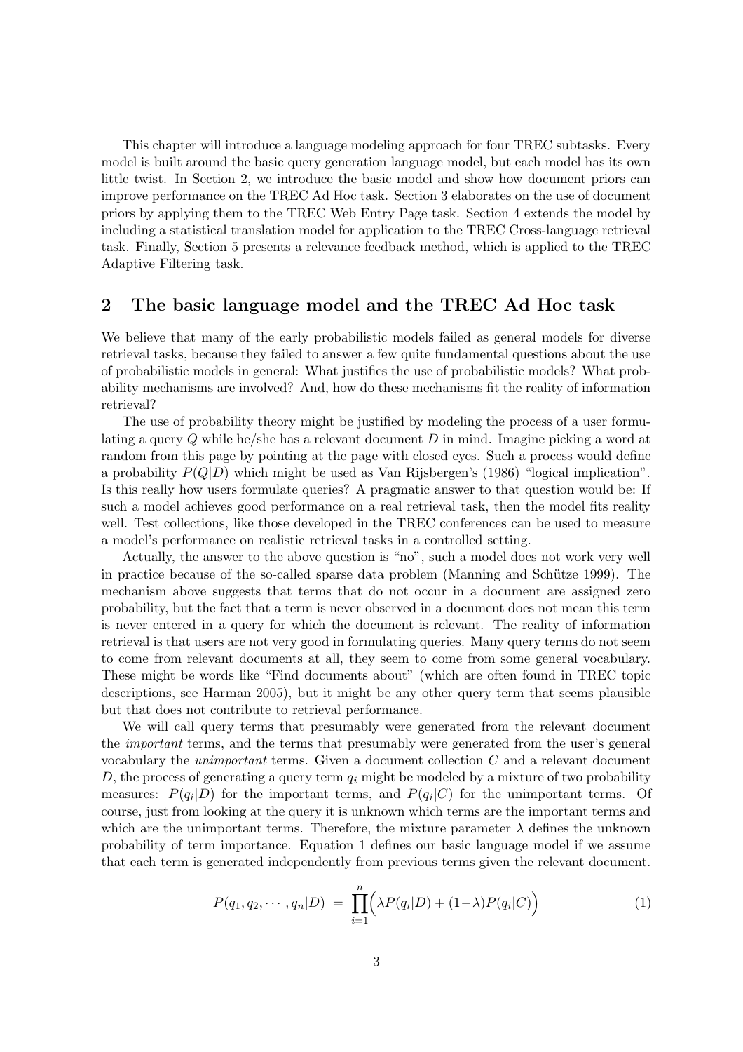This chapter will introduce a language modeling approach for four TREC subtasks. Every model is built around the basic query generation language model, but each model has its own little twist. In Section 2, we introduce the basic model and show how document priors can improve performance on the TREC Ad Hoc task. Section 3 elaborates on the use of document priors by applying them to the TREC Web Entry Page task. Section 4 extends the model by including a statistical translation model for application to the TREC Cross-language retrieval task. Finally, Section 5 presents a relevance feedback method, which is applied to the TREC Adaptive Filtering task.

## 2 The basic language model and the TREC Ad Hoc task

We believe that many of the early probabilistic models failed as general models for diverse retrieval tasks, because they failed to answer a few quite fundamental questions about the use of probabilistic models in general: What justifies the use of probabilistic models? What probability mechanisms are involved? And, how do these mechanisms fit the reality of information retrieval?

The use of probability theory might be justified by modeling the process of a user formulating a query $Q$ while he/she has a relevant document $D$ in mind. Imagine picking a word at random from this page by pointing at the page with closed eyes. Such a process would define a probability $P(Q|D)$ which might be used as Van Rijsbergen's (1986) "logical implication". Is this really how users formulate queries? A pragmatic answer to that question would be: If such a model achieves good performance on a real retrieval task, then the model fits reality well. Test collections, like those developed in the TREC conferences can be used to measure a model's performance on realistic retrieval tasks in a controlled setting.

Actually, the answer to the above question is "no", such a model does not work very well in practice because of the so-called sparse data problem (Manning and Schütze 1999). The mechanism above suggests that terms that do not occur in a document are assigned zero probability, but the fact that a term is never observed in a document does not mean this term is never entered in a query for which the document is relevant. The reality of information retrieval is that users are not very good in formulating queries. Many query terms do not seem to come from relevant documents at all, they seem to come from some general vocabulary. These might be words like "Find documents about" (which are often found in TREC topic descriptions, see Harman 2005), but it might be any other query term that seems plausible but that does not contribute to retrieval performance.

We will call query terms that presumably were generated from the relevant document the *important* terms, and the terms that presumably were generated from the user's general vocabulary the *unimportant* terms. Given a document collection $C$ and a relevant document $D$, the process of generating a query term $q_i$ might be modeled by a mixture of two probability measures: $P(q_i|D)$ for the important terms, and $P(q_i|C)$ for the unimportant terms. Of course, just from looking at the query it is unknown which terms are the important terms and which are the unimportant terms. Therefore, the mixture parameter $\lambda$ defines the unknown probability of term importance. Equation 1 defines our basic language model if we assume that each term is generated independently from previous terms given the relevant document.

$$P(q_1, q_2, \cdots, q_n|D) \;=\; \prod_{i=1}^{n} \Big( \lambda P(q_i|D) + (1-\lambda) P(q_i|C) \Big) \tag{1}$$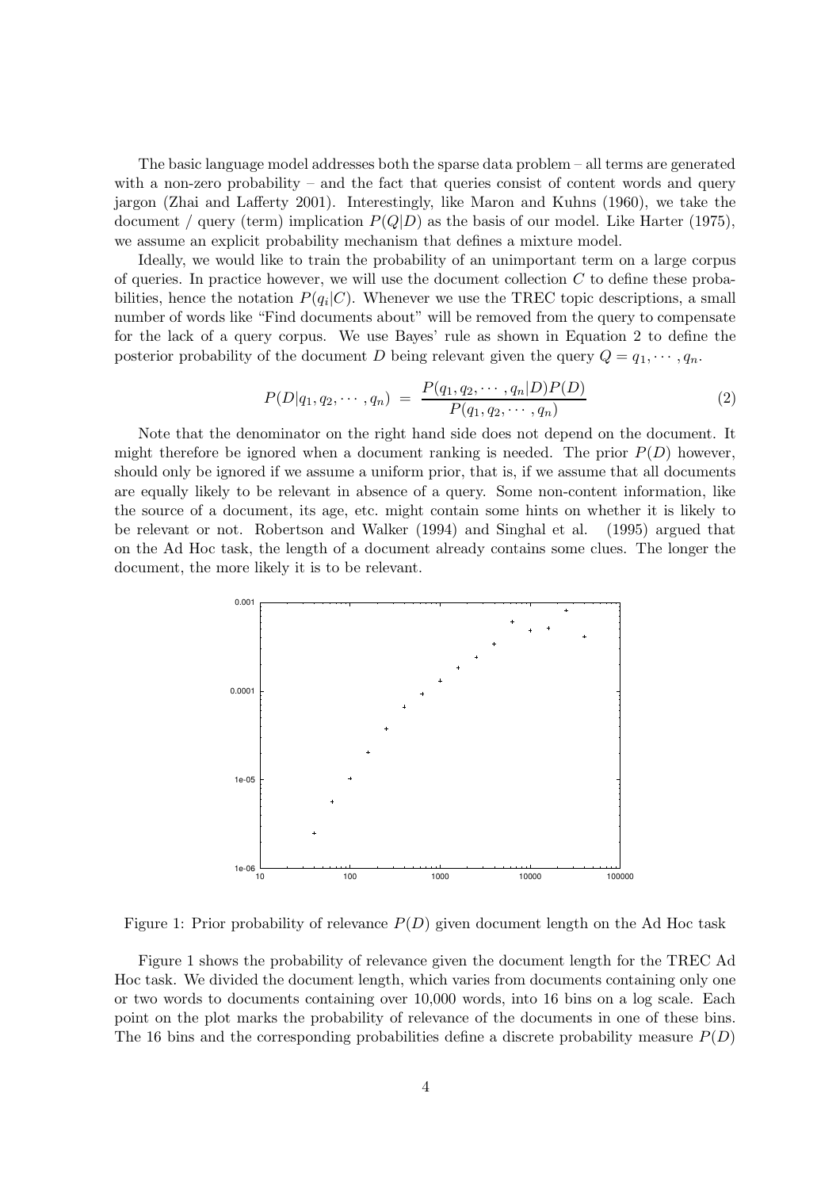The basic language model addresses both the sparse data problem – all terms are generated with a non-zero probability – and the fact that queries consist of content words and query jargon (Zhai and Lafferty 2001). Interestingly, like Maron and Kuhns (1960), we take the document / query (term) implication $P(Q|D)$ as the basis of our model. Like Harter (1975), we assume an explicit probability mechanism that defines a mixture model.

Ideally, we would like to train the probability of an unimportant term on a large corpus of queries. In practice however, we will use the document collection $C$ to define these probabilities, hence the notation $P(q_i|C)$. Whenever we use the TREC topic descriptions, a small number of words like "Find documents about" will be removed from the query to compensate for the lack of a query corpus. We use Bayes' rule as shown in Equation 2 to define the posterior probability of the document $D$ being relevant given the query $Q = q_1, \cdots, q_n$.

$$P(D|q_1, q_2, \cdots, q_n) = \frac{P(q_1, q_2, \cdots, q_n|D)P(D)}{P(q_1, q_2, \cdots, q_n)} \tag{2}$$

Note that the denominator on the right hand side does not depend on the document. It might therefore be ignored when a document ranking is needed. The prior $P(D)$ however, should only be ignored if we assume a uniform prior, that is, if we assume that all documents are equally likely to be relevant in absence of a query. Some non-content information, like the source of a document, its age, etc. might contain some hints on whether it is likely to be relevant or not. Robertson and Walker (1994) and Singhal et al. (1995) argued that on the Ad Hoc task, the length of a document already contains some clues. The longer the document, the more likely it is to be relevant.

Figure 1: Prior probability of relevance $P(D)$ given document length on the Ad Hoc task

Figure 1 shows the probability of relevance given the document length for the TREC Ad Hoc task. We divided the document length, which varies from documents containing only one or two words to documents containing over 10,000 words, into 16 bins on a log scale. Each point on the plot marks the probability of relevance of the documents in one of these bins. The 16 bins and the corresponding probabilities define a discrete probability measure $P(D)$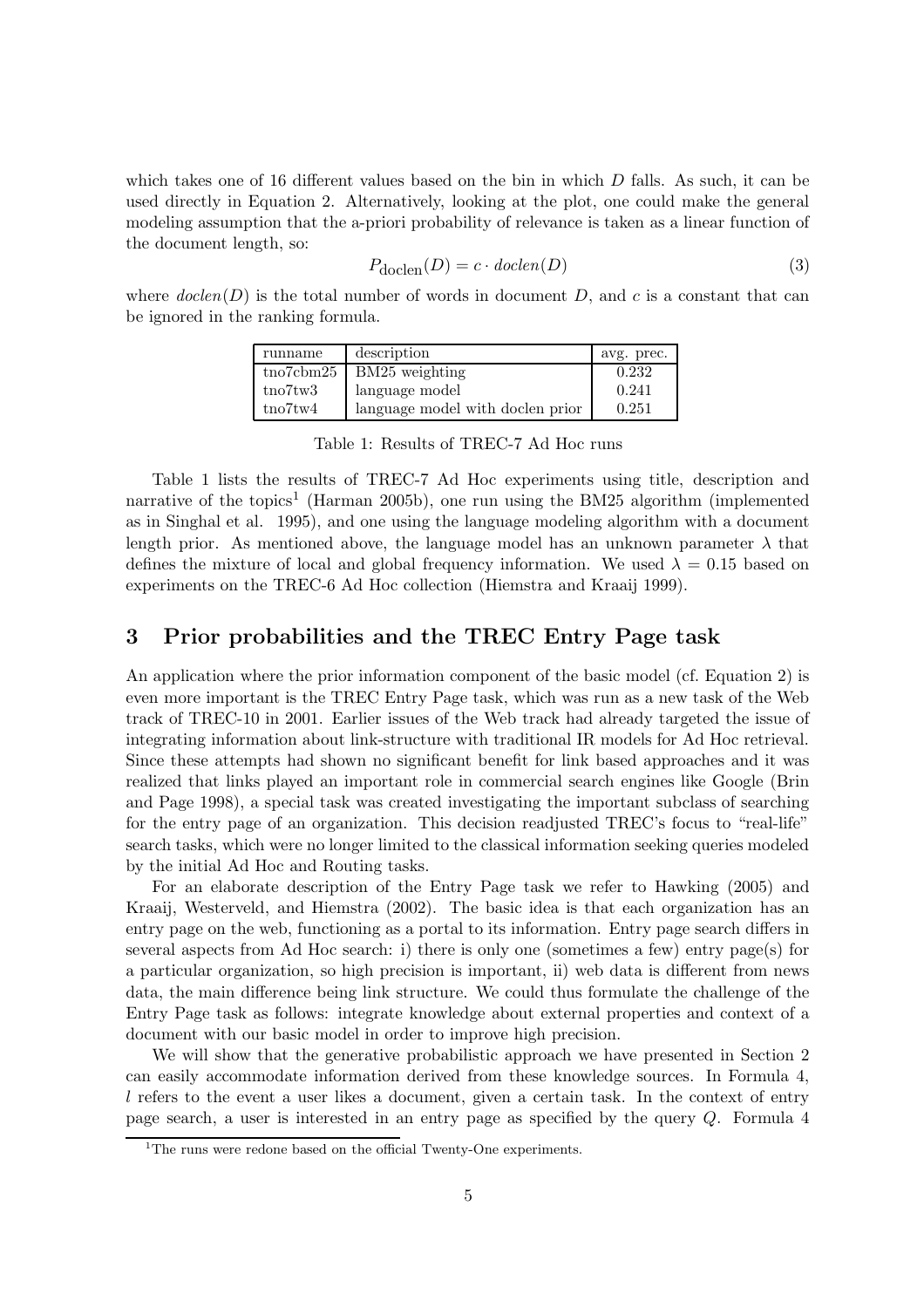which takes one of 16 different values based on the bin in which $D$ falls. As such, it can be used directly in Equation 2. Alternatively, looking at the plot, one could make the general modeling assumption that the a-priori probability of relevance is taken as a linear function of the document length, so:

$$P_{\text{doclen}}(D) = c \cdot \mathit{doclen}(D) \tag{3}$$

where $\mathit{doclen}(D)$ is the total number of words in document $D$, and $c$ is a constant that can be ignored in the ranking formula.

| runname | description | avg. prec. |
| --- | --- | --- |
| tno7cbm25 | BM25 weighting | 0.232 |
| tno7tw3 | language model | 0.241 |
| tno7tw4 | language model with doclen prior | 0.251 |

Table 1: Results of TREC-7 Ad Hoc runs

Table 1 lists the results of TREC-7 Ad Hoc experiments using title, description and narrative of the topics[1] (Harman 2005b), one run using the BM25 algorithm (implemented as in Singhal et al. 1995), and one using the language modeling algorithm with a document length prior. As mentioned above, the language model has an unknown parameter $\lambda$ that defines the mixture of local and global frequency information. We used $\lambda = 0.15$ based on experiments on the TREC-6 Ad Hoc collection (Hiemstra and Kraaij 1999).

## 3 Prior probabilities and the TREC Entry Page task

An application where the prior information component of the basic model (cf. Equation 2) is even more important is the TREC Entry Page task, which was run as a new task of the Web track of TREC-10 in 2001. Earlier issues of the Web track had already targeted the issue of integrating information about link-structure with traditional IR models for Ad Hoc retrieval. Since these attempts had shown no significant benefit for link based approaches and it was realized that links played an important role in commercial search engines like Google (Brin and Page 1998), a special task was created investigating the important subclass of searching for the entry page of an organization. This decision readjusted TREC's focus to "real-life" search tasks, which were no longer limited to the classical information seeking queries modeled by the initial Ad Hoc and Routing tasks.

For an elaborate description of the Entry Page task we refer to Hawking (2005) and Kraaij, Westerveld, and Hiemstra (2002). The basic idea is that each organization has an entry page on the web, functioning as a portal to its information. Entry page search differs in several aspects from Ad Hoc search: i) there is only one (sometimes a few) entry page(s) for a particular organization, so high precision is important, ii) web data is different from news data, the main difference being link structure. We could thus formulate the challenge of the Entry Page task as follows: integrate knowledge about external properties and context of a document with our basic model in order to improve high precision.

We will show that the generative probabilistic approach we have presented in Section 2 can easily accommodate information derived from these knowledge sources. In Formula 4, $l$ refers to the event a user likes a document, given a certain task. In the context of entry page search, a user is interested in an entry page as specified by the query $Q$. Formula 4

[1] The runs were redone based on the official Twenty-One experiments.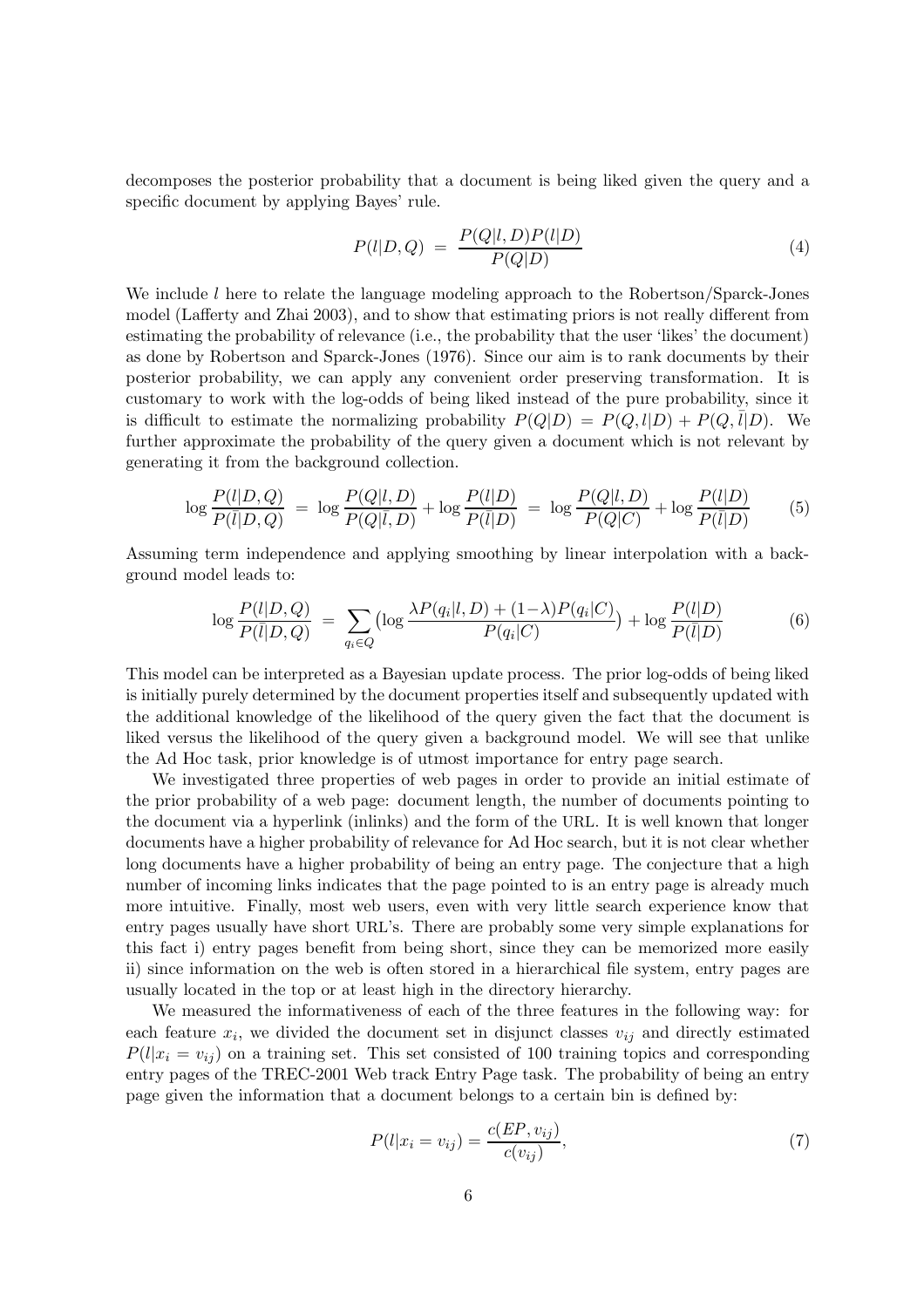decomposes the posterior probability that a document is being liked given the query and a specific document by applying Bayes' rule.

$$P(l|D,Q) \;=\; \frac{P(Q|l,D)P(l|D)}{P(Q|D)} \tag{4}$$

We include $l$ here to relate the language modeling approach to the Robertson/Sparck-Jones model (Lafferty and Zhai 2003), and to show that estimating priors is not really different from estimating the probability of relevance (i.e., the probability that the user 'likes' the document) as done by Robertson and Sparck-Jones (1976). Since our aim is to rank documents by their posterior probability, we can apply any convenient order preserving transformation. It is customary to work with the log-odds of being liked instead of the pure probability, since it is difficult to estimate the normalizing probability $P(Q|D) = P(Q,l|D) + P(Q,\bar{l}|D)$. We further approximate the probability of the query given a document which is not relevant by generating it from the background collection.

$$\log\frac{P(l|D,Q)}{P(\bar{l}|D,Q)} \;=\; \log\frac{P(Q|l,D)}{P(Q|\bar{l},D)} + \log\frac{P(l|D)}{P(\bar{l}|D)} \;=\; \log\frac{P(Q|l,D)}{P(Q|C)} + \log\frac{P(l|D)}{P(\bar{l}|D)} \tag{5}$$

Assuming term independence and applying smoothing by linear interpolation with a background model leads to:

$$\log\frac{P(l|D,Q)}{P(\bar{l}|D,Q)} \;=\; \sum_{q_i\in Q}\big(\log\frac{\lambda P(q_i|l,D)+(1-\lambda)P(q_i|C)}{P(q_i|C)}\big) + \log\frac{P(l|D)}{P(\bar{l}|D)} \tag{6}$$

This model can be interpreted as a Bayesian update process. The prior log-odds of being liked is initially purely determined by the document properties itself and subsequently updated with the additional knowledge of the likelihood of the query given the fact that the document is liked versus the likelihood of the query given a background model. We will see that unlike the Ad Hoc task, prior knowledge is of utmost importance for entry page search.

We investigated three properties of web pages in order to provide an initial estimate of the prior probability of a web page: document length, the number of documents pointing to the document via a hyperlink (inlinks) and the form of the URL. It is well known that longer documents have a higher probability of relevance for Ad Hoc search, but it is not clear whether long documents have a higher probability of being an entry page. The conjecture that a high number of incoming links indicates that the page pointed to is an entry page is already much more intuitive. Finally, most web users, even with very little search experience know that entry pages usually have short URL's. There are probably some very simple explanations for this fact i) entry pages benefit from being short, since they can be memorized more easily ii) since information on the web is often stored in a hierarchical file system, entry pages are usually located in the top or at least high in the directory hierarchy.

We measured the informativeness of each of the three features in the following way: for each feature $x_i$, we divided the document set in disjunct classes $v_{ij}$ and directly estimated $P(l|x_i = v_{ij})$ on a training set. This set consisted of 100 training topics and corresponding entry pages of the TREC-2001 Web track Entry Page task. The probability of being an entry page given the information that a document belongs to a certain bin is defined by:

$$P(l|x_i = v_{ij}) = \frac{c(EP, v_{ij})}{c(v_{ij})}, \tag{7}$$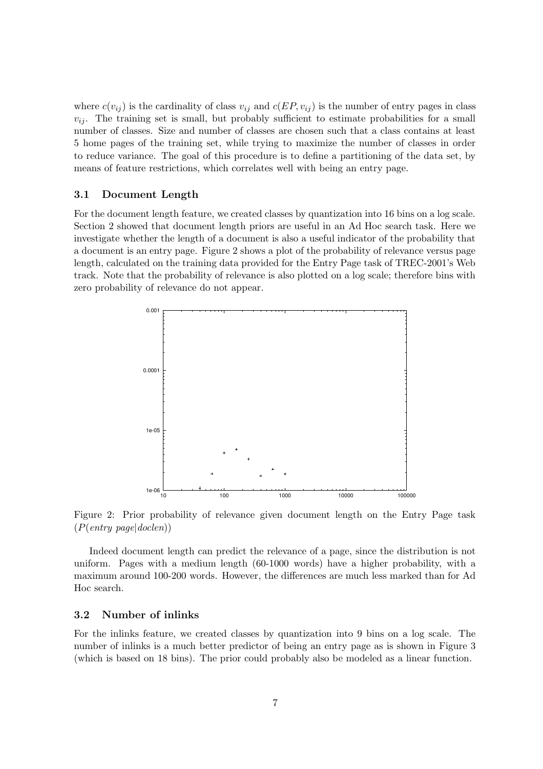where $c(v_{ij})$ is the cardinality of class $v_{ij}$ and $c(EP, v_{ij})$ is the number of entry pages in class $v_{ij}$. The training set is small, but probably sufficient to estimate probabilities for a small number of classes. Size and number of classes are chosen such that a class contains at least 5 home pages of the training set, while trying to maximize the number of classes in order to reduce variance. The goal of this procedure is to define a partitioning of the data set, by means of feature restrictions, which correlates well with being an entry page.

### 3.1 Document Length

For the document length feature, we created classes by quantization into 16 bins on a log scale. Section 2 showed that document length priors are useful in an Ad Hoc search task. Here we investigate whether the length of a document is also a useful indicator of the probability that a document is an entry page. Figure 2 shows a plot of the probability of relevance versus page length, calculated on the training data provided for the Entry Page task of TREC-2001's Web track. Note that the probability of relevance is also plotted on a log scale; therefore bins with zero probability of relevance do not appear.

Figure 2: Prior probability of relevance given document length on the Entry Page task ($P(entry\ page|doclen)$)

Indeed document length can predict the relevance of a page, since the distribution is not uniform. Pages with a medium length (60-1000 words) have a higher probability, with a maximum around 100-200 words. However, the differences are much less marked than for Ad Hoc search.

### 3.2 Number of inlinks

For the inlinks feature, we created classes by quantization into 9 bins on a log scale. The number of inlinks is a much better predictor of being an entry page as is shown in Figure 3 (which is based on 18 bins). The prior could probably also be modeled as a linear function.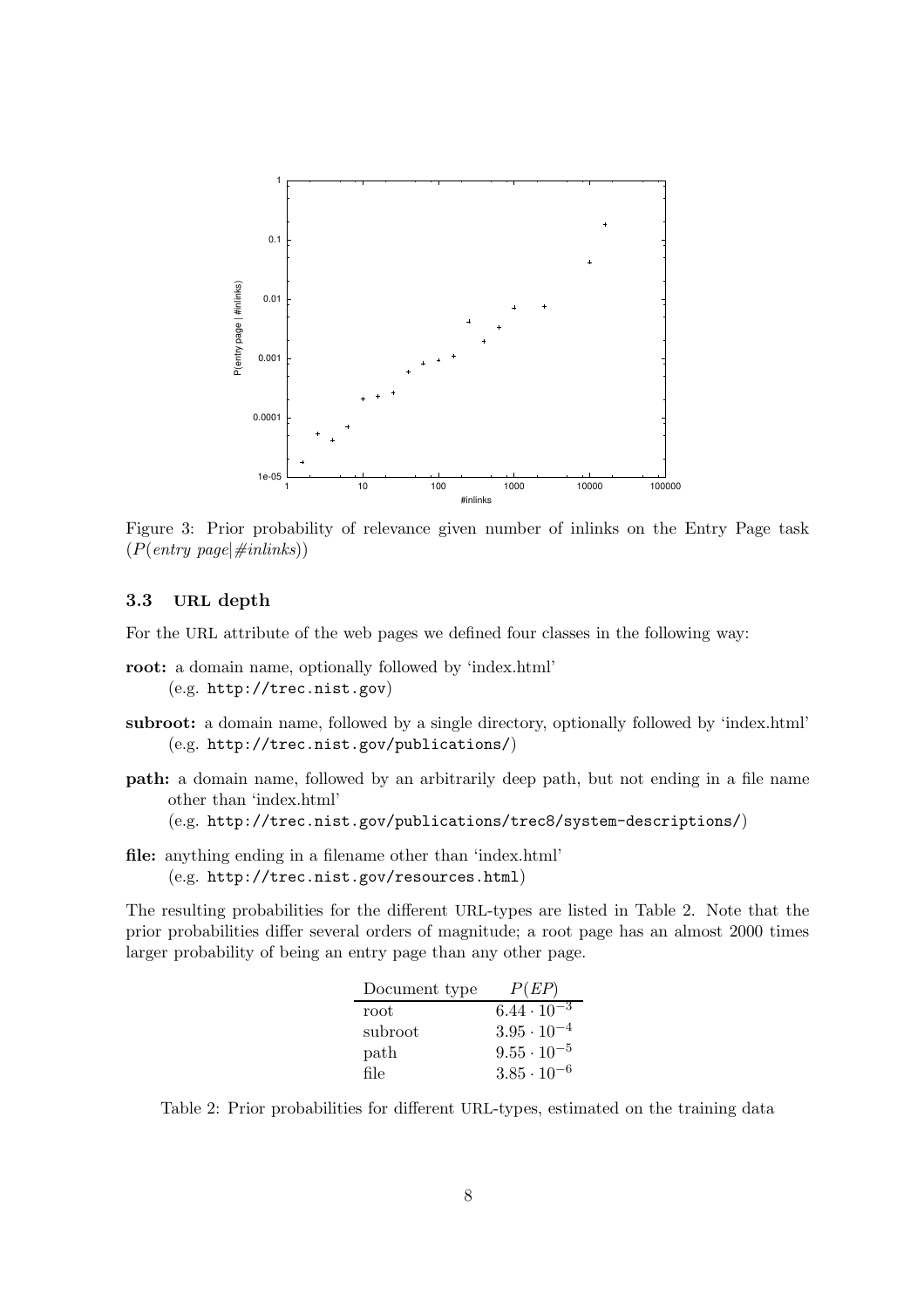Figure 3: Prior probability of relevance given number of inlinks on the Entry Page task ($P(entry\ page|\#inlinks)$)

### 3.3 URL depth

For the URL attribute of the web pages we defined four classes in the following way:

**root:** a domain name, optionally followed by 'index.html'
(e.g. `http://trec.nist.gov`)

**subroot:** a domain name, followed by a single directory, optionally followed by 'index.html'
(e.g. `http://trec.nist.gov/publications/`)

**path:** a domain name, followed by an arbitrarily deep path, but not ending in a file name other than 'index.html'
(e.g. `http://trec.nist.gov/publications/trec8/system-descriptions/`)

**file:** anything ending in a filename other than 'index.html'
(e.g. `http://trec.nist.gov/resources.html`)

The resulting probabilities for the different URL-types are listed in Table 2. Note that the prior probabilities differ several orders of magnitude; a root page has an almost 2000 times larger probability of being an entry page than any other page.

| Document type | $P(EP)$ |
|---|---|
| root | $6.44 \cdot 10^{-3}$ |
| subroot | $3.95 \cdot 10^{-4}$ |
| path | $9.55 \cdot 10^{-5}$ |
| file | $3.85 \cdot 10^{-6}$ |

Table 2: Prior probabilities for different URL-types, estimated on the training data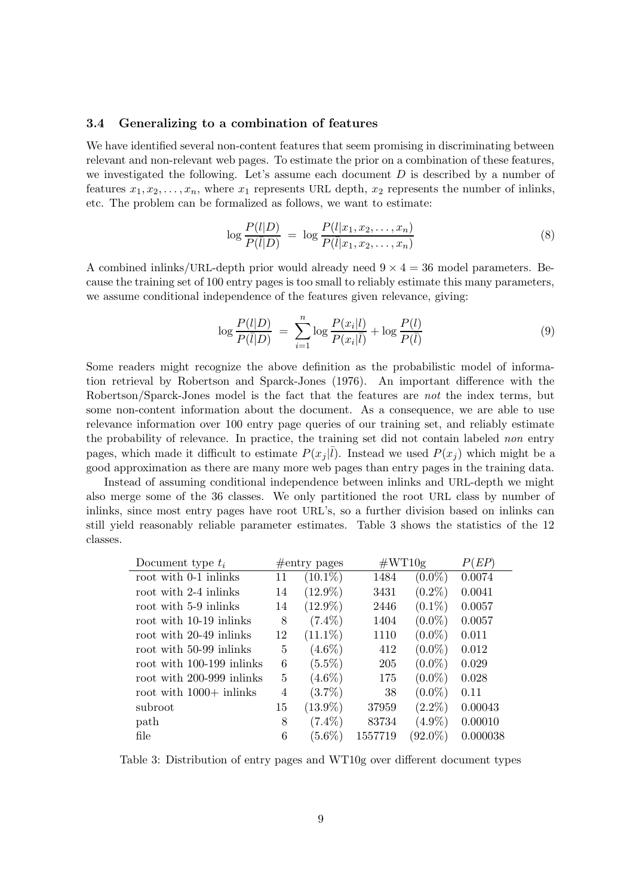### 3.4 Generalizing to a combination of features

We have identified several non-content features that seem promising in discriminating between relevant and non-relevant web pages. To estimate the prior on a combination of these features, we investigated the following. Let's assume each document $D$ is described by a number of features $x_1, x_2, \ldots, x_n$, where $x_1$ represents URL depth, $x_2$ represents the number of inlinks, etc. The problem can be formalized as follows, we want to estimate:

$$\log \frac{P(l|D)}{P(\bar{l}|D)} \;=\; \log \frac{P(l|x_1, x_2, \ldots, x_n)}{P(\bar{l}|x_1, x_2, \ldots, x_n)} \tag{8}$$

A combined inlinks/URL-depth prior would already need $9 \times 4 = 36$ model parameters. Because the training set of 100 entry pages is too small to reliably estimate this many parameters, we assume conditional independence of the features given relevance, giving:

$$\log \frac{P(l|D)}{P(\bar{l}|D)} \;=\; \sum_{i=1}^{n} \log \frac{P(x_i|l)}{P(x_i|\bar{l})} + \log \frac{P(l)}{P(\bar{l})} \tag{9}$$

Some readers might recognize the above definition as the probabilistic model of information retrieval by Robertson and Sparck-Jones (1976). An important difference with the Robertson/Sparck-Jones model is the fact that the features are *not* the index terms, but some non-content information about the document. As a consequence, we are able to use relevance information over 100 entry page queries of our training set, and reliably estimate the probability of relevance. In practice, the training set did not contain labeled *non* entry pages, which made it difficult to estimate $P(x_j|\bar{l})$. Instead we used $P(x_j)$ which might be a good approximation as there are many more web pages than entry pages in the training data.

Instead of assuming conditional independence between inlinks and URL-depth we might also merge some of the 36 classes. We only partitioned the root URL class by number of inlinks, since most entry pages have root URL's, so a further division based on inlinks can still yield reasonably reliable parameter estimates. Table 3 shows the statistics of the 12 classes.

| Document type $t_i$ | #entry pages | | #WT10g | | $P(EP)$ |
|---|---|---|---|---|---|
| root with 0-1 inlinks | 11 | (10.1%) | 1484 | (0.0%) | 0.0074 |
| root with 2-4 inlinks | 14 | (12.9%) | 3431 | (0.2%) | 0.0041 |
| root with 5-9 inlinks | 14 | (12.9%) | 2446 | (0.1%) | 0.0057 |
| root with 10-19 inlinks | 8 | (7.4%) | 1404 | (0.0%) | 0.0057 |
| root with 20-49 inlinks | 12 | (11.1%) | 1110 | (0.0%) | 0.011 |
| root with 50-99 inlinks | 5 | (4.6%) | 412 | (0.0%) | 0.012 |
| root with 100-199 inlinks | 6 | (5.5%) | 205 | (0.0%) | 0.029 |
| root with 200-999 inlinks | 5 | (4.6%) | 175 | (0.0%) | 0.028 |
| root with 1000+ inlinks | 4 | (3.7%) | 38 | (0.0%) | 0.11 |
| subroot | 15 | (13.9%) | 37959 | (2.2%) | 0.00043 |
| path | 8 | (7.4%) | 83734 | (4.9%) | 0.00010 |
| file | 6 | (5.6%) | 1557719 | (92.0%) | 0.000038 |

Table 3: Distribution of entry pages and WT10g over different document types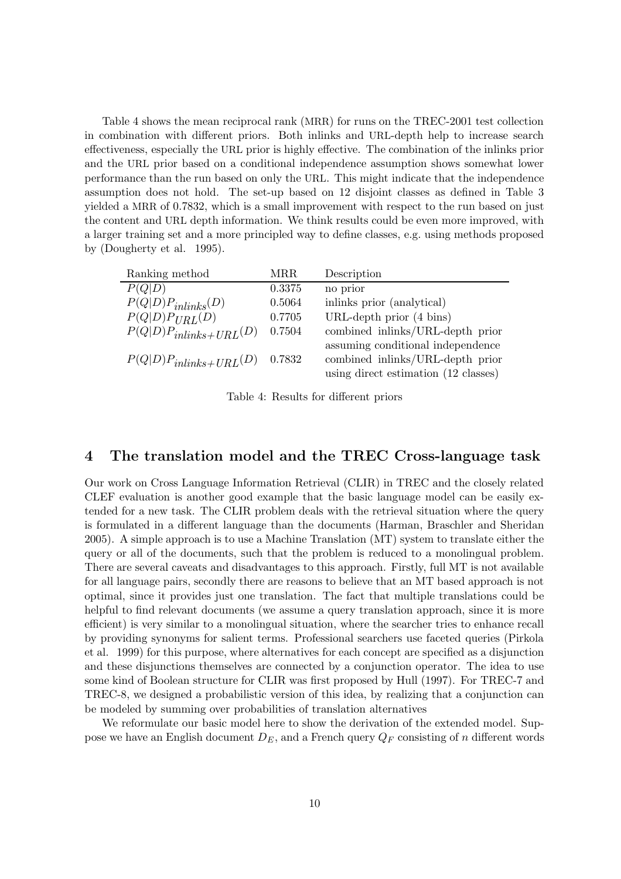Table 4 shows the mean reciprocal rank (MRR) for runs on the TREC-2001 test collection in combination with different priors. Both inlinks and URL-depth help to increase search effectiveness, especially the URL prior is highly effective. The combination of the inlinks prior and the URL prior based on a conditional independence assumption shows somewhat lower performance than the run based on only the URL. This might indicate that the independence assumption does not hold. The set-up based on 12 disjoint classes as defined in Table 3 yielded a MRR of 0.7832, which is a small improvement with respect to the run based on just the content and URL depth information. We think results could be even more improved, with a larger training set and a more principled way to define classes, e.g. using methods proposed by (Dougherty et al. 1995).

| Ranking method | MRR | Description |
|---|---|---|
| $P(Q\|D)$ | 0.3375 | no prior |
| $P(Q\|D)P_{inlinks}(D)$ | 0.5064 | inlinks prior (analytical) |
| $P(Q\|D)P_{URL}(D)$ | 0.7705 | URL-depth prior (4 bins) |
| $P(Q\|D)P_{inlinks+URL}(D)$ | 0.7504 | combined inlinks/URL-depth prior assuming conditional independence |
| $P(Q\|D)P_{inlinks+URL}(D)$ | 0.7832 | combined inlinks/URL-depth prior using direct estimation (12 classes) |

Table 4: Results for different priors

## 4 The translation model and the TREC Cross-language task

Our work on Cross Language Information Retrieval (CLIR) in TREC and the closely related CLEF evaluation is another good example that the basic language model can be easily extended for a new task. The CLIR problem deals with the retrieval situation where the query is formulated in a different language than the documents (Harman, Braschler and Sheridan 2005). A simple approach is to use a Machine Translation (MT) system to translate either the query or all of the documents, such that the problem is reduced to a monolingual problem. There are several caveats and disadvantages to this approach. Firstly, full MT is not available for all language pairs, secondly there are reasons to believe that an MT based approach is not optimal, since it provides just one translation. The fact that multiple translations could be helpful to find relevant documents (we assume a query translation approach, since it is more efficient) is very similar to a monolingual situation, where the searcher tries to enhance recall by providing synonyms for salient terms. Professional searchers use faceted queries (Pirkola et al. 1999) for this purpose, where alternatives for each concept are specified as a disjunction and these disjunctions themselves are connected by a conjunction operator. The idea to use some kind of Boolean structure for CLIR was first proposed by Hull (1997). For TREC-7 and TREC-8, we designed a probabilistic version of this idea, by realizing that a conjunction can be modeled by summing over probabilities of translation alternatives

We reformulate our basic model here to show the derivation of the extended model. Suppose we have an English document $D_E$, and a French query $Q_F$ consisting of $n$ different words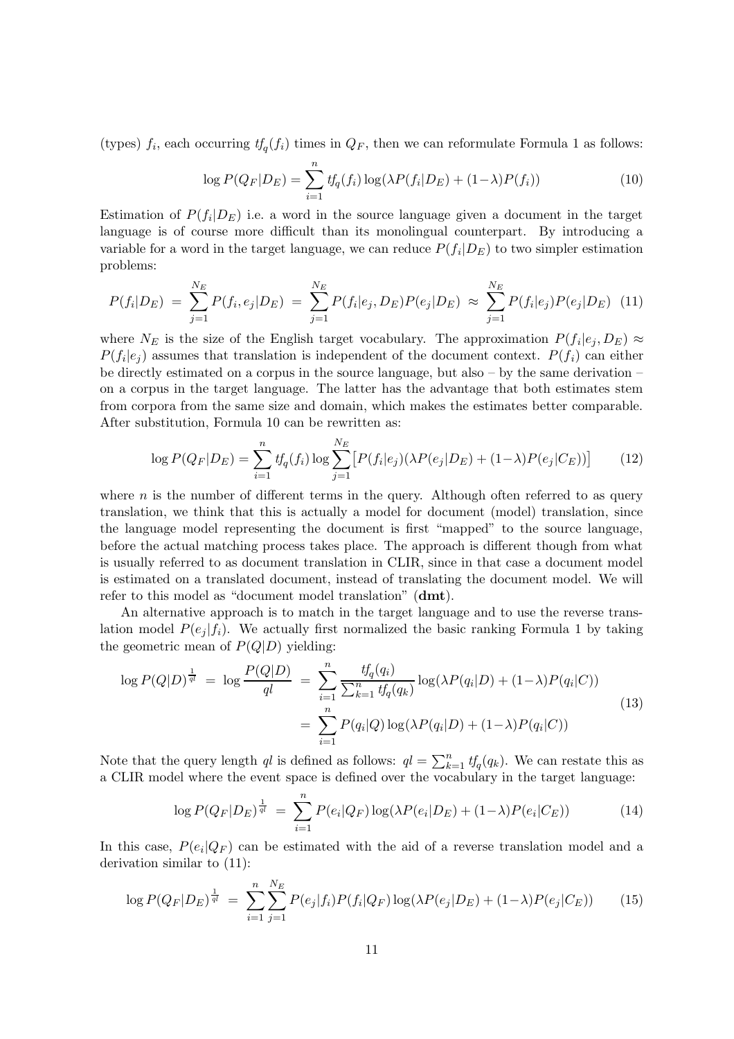(types) $f_i$, each occurring $tf_q(f_i)$ times in $Q_F$, then we can reformulate Formula 1 as follows:

$$\log P(Q_F|D_E) = \sum_{i=1}^{n} tf_q(f_i) \log(\lambda P(f_i|D_E) + (1-\lambda) P(f_i)) \tag{10}$$

Estimation of $P(f_i|D_E)$ i.e. a word in the source language given a document in the target language is of course more difficult than its monolingual counterpart. By introducing a variable for a word in the target language, we can reduce $P(f_i|D_E)$ to two simpler estimation problems:

$$P(f_i|D_E) = \sum_{j=1}^{N_E} P(f_i, e_j|D_E) = \sum_{j=1}^{N_E} P(f_i|e_j, D_E) P(e_j|D_E) \approx \sum_{j=1}^{N_E} P(f_i|e_j) P(e_j|D_E) \tag{11}$$

where $N_E$ is the size of the English target vocabulary. The approximation $P(f_i|e_j, D_E) \approx P(f_i|e_j)$ assumes that translation is independent of the document context. $P(f_i)$ can either be directly estimated on a corpus in the source language, but also – by the same derivation – on a corpus in the target language. The latter has the advantage that both estimates stem from corpora from the same size and domain, which makes the estimates better comparable. After substitution, Formula 10 can be rewritten as:

$$\log P(Q_F|D_E) = \sum_{i=1}^{n} tf_q(f_i) \log \sum_{j=1}^{N_E} \big[P(f_i|e_j)(\lambda P(e_j|D_E) + (1-\lambda) P(e_j|C_E))\big] \tag{12}$$

where $n$ is the number of different terms in the query. Although often referred to as query translation, we think that this is actually a model for document (model) translation, since the language model representing the document is first "mapped" to the source language, before the actual matching process takes place. The approach is different though from what is usually referred to as document translation in CLIR, since in that case a document model is estimated on a translated document, instead of translating the document model. We will refer to this model as "document model translation" (**dmt**).

An alternative approach is to match in the target language and to use the reverse translation model $P(e_j|f_i)$. We actually first normalized the basic ranking Formula 1 by taking the geometric mean of $P(Q|D)$ yielding:

$$\begin{aligned}
\log P(Q|D)^{\frac{1}{ql}} &= \log \frac{P(Q|D)}{ql} = \sum_{i=1}^{n} \frac{tf_q(q_i)}{\sum_{k=1}^{n} tf_q(q_k)} \log(\lambda P(q_i|D) + (1-\lambda) P(q_i|C)) \\
&= \sum_{i=1}^{n} P(q_i|Q) \log(\lambda P(q_i|D) + (1-\lambda) P(q_i|C))
\end{aligned} \tag{13}$$

Note that the query length $ql$ is defined as follows: $ql = \sum_{k=1}^{n} tf_q(q_k)$. We can restate this as a CLIR model where the event space is defined over the vocabulary in the target language:

$$\log P(Q_F|D_E)^{\frac{1}{ql}} = \sum_{i=1}^{n} P(e_i|Q_F) \log(\lambda P(e_i|D_E) + (1-\lambda) P(e_i|C_E)) \tag{14}$$

In this case, $P(e_i|Q_F)$ can be estimated with the aid of a reverse translation model and a derivation similar to (11):

$$\log P(Q_F|D_E)^{\frac{1}{ql}} = \sum_{i=1}^{n} \sum_{j=1}^{N_E} P(e_j|f_i) P(f_i|Q_F) \log(\lambda P(e_j|D_E) + (1-\lambda) P(e_j|C_E)) \tag{15}$$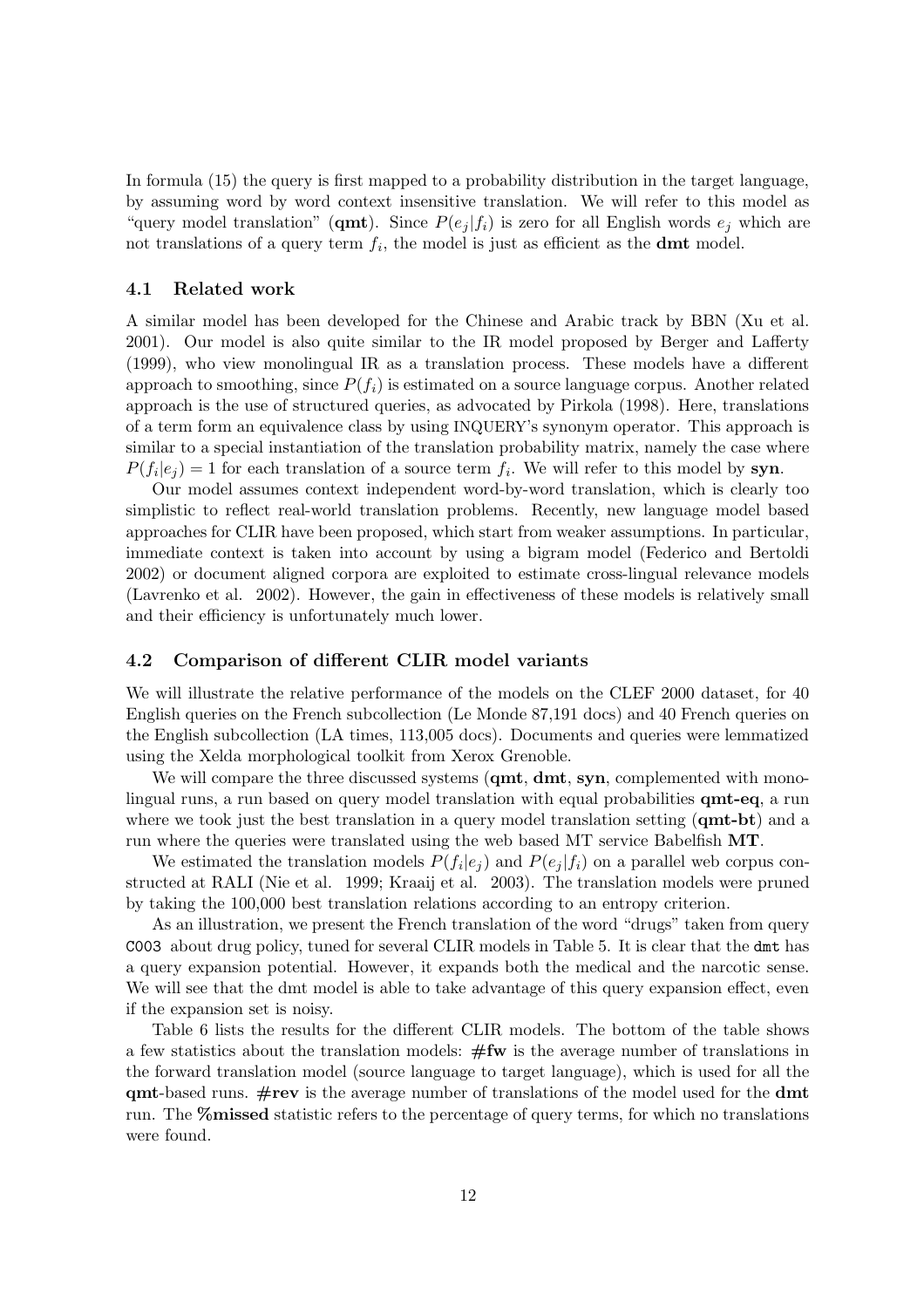In formula (15) the query is first mapped to a probability distribution in the target language, by assuming word by word context insensitive translation. We will refer to this model as "query model translation" (**qmt**). Since $P(e_j|f_i)$ is zero for all English words $e_j$ which are not translations of a query term $f_i$, the model is just as efficient as the **dmt** model.

### 4.1 Related work

A similar model has been developed for the Chinese and Arabic track by BBN (Xu et al. 2001). Our model is also quite similar to the IR model proposed by Berger and Lafferty (1999), who view monolingual IR as a translation process. These models have a different approach to smoothing, since $P(f_i)$ is estimated on a source language corpus. Another related approach is the use of structured queries, as advocated by Pirkola (1998). Here, translations of a term form an equivalence class by using INQUERY's synonym operator. This approach is similar to a special instantiation of the translation probability matrix, namely the case where $P(f_i|e_j) = 1$ for each translation of a source term $f_i$. We will refer to this model by **syn**.

Our model assumes context independent word-by-word translation, which is clearly too simplistic to reflect real-world translation problems. Recently, new language model based approaches for CLIR have been proposed, which start from weaker assumptions. In particular, immediate context is taken into account by using a bigram model (Federico and Bertoldi 2002) or document aligned corpora are exploited to estimate cross-lingual relevance models (Lavrenko et al. 2002). However, the gain in effectiveness of these models is relatively small and their efficiency is unfortunately much lower.

### 4.2 Comparison of different CLIR model variants

We will illustrate the relative performance of the models on the CLEF 2000 dataset, for 40 English queries on the French subcollection (Le Monde 87,191 docs) and 40 French queries on the English subcollection (LA times, 113,005 docs). Documents and queries were lemmatized using the Xelda morphological toolkit from Xerox Grenoble.

We will compare the three discussed systems (**qmt**, **dmt**, **syn**, complemented with monolingual runs, a run based on query model translation with equal probabilities **qmt-eq**, a run where we took just the best translation in a query model translation setting (**qmt-bt**) and a run where the queries were translated using the web based MT service Babelfish **MT**.

We estimated the translation models $P(f_i|e_j)$ and $P(e_j|f_i)$ on a parallel web corpus constructed at RALI (Nie et al. 1999; Kraaij et al. 2003). The translation models were pruned by taking the 100,000 best translation relations according to an entropy criterion.

As an illustration, we present the French translation of the word "drugs" taken from query `C003` about drug policy, tuned for several CLIR models in Table 5. It is clear that the `dmt` has a query expansion potential. However, it expands both the medical and the narcotic sense. We will see that the dmt model is able to take advantage of this query expansion effect, even if the expansion set is noisy.

Table 6 lists the results for the different CLIR models. The bottom of the table shows a few statistics about the translation models: **#fw** is the average number of translations in the forward translation model (source language to target language), which is used for all the **qmt**-based runs. **#rev** is the average number of translations of the model used for the **dmt** run. The **%missed** statistic refers to the percentage of query terms, for which no translations were found.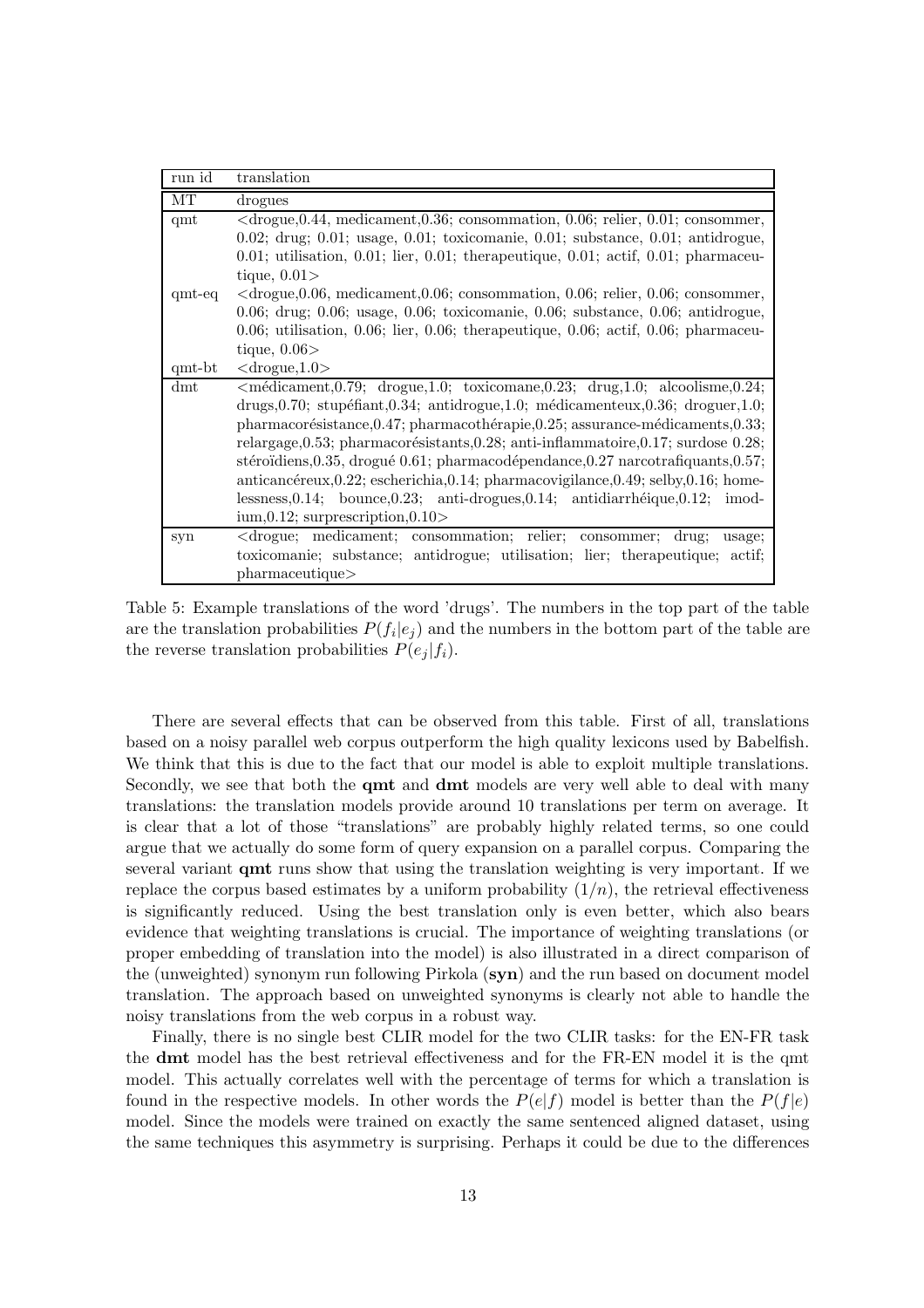| run id | translation |
|---|---|
| MT | drogues |
| qmt | <drogue,0.44, medicament,0.36; consommation, 0.06; relier, 0.01; consommer, 0.02; drug; 0.01; usage, 0.01; toxicomanie, 0.01; substance, 0.01; antidrogue, 0.01; utilisation, 0.01; lier, 0.01; therapeutique, 0.01; actif, 0.01; pharmaceutique, 0.01> |
| qmt-eq | <drogue,0.06, medicament,0.06; consommation, 0.06; relier, 0.06; consommer, 0.06; drug; 0.06; usage, 0.06; toxicomanie, 0.06; substance, 0.06; antidrogue, 0.06; utilisation, 0.06; lier, 0.06; therapeutique, 0.06; actif, 0.06; pharmaceutique, 0.06> |
| qmt-bt | <drogue,1.0> |
| dmt | <médicament,0.79; drogue,1.0; toxicomane,0.23; drug,1.0; alcoolisme,0.24; drugs,0.70; stupéfiant,0.34; antidrogue,1.0; médicamenteux,0.36; droguer,1.0; pharmacorésistance,0.47; pharmacothérapie,0.25; assurance-médicaments,0.33; relargage,0.53; pharmacorésistants,0.28; anti-inflammatoire,0.17; surdose 0.28; stéroïdiens,0.35, drogué 0.61; pharmacodépendance,0.27 narcotrafiquants,0.57; anticancéreux,0.22; escherichia,0.14; pharmacovigilance,0.49; selby,0.16; homelessness,0.14; bounce,0.23; anti-drogues,0.14; antidiarrhéique,0.12; imodium,0.12; surprescription,0.10> |
| syn | <drogue; medicament; consommation; relier; consommer; drug; usage; toxicomanie; substance; antidrogue; utilisation; lier; therapeutique; actif; pharmaceutique> |

Table 5: Example translations of the word 'drugs'. The numbers in the top part of the table are the translation probabilities $P(f_i|e_j)$ and the numbers in the bottom part of the table are the reverse translation probabilities $P(e_j|f_i)$.

There are several effects that can be observed from this table. First of all, translations based on a noisy parallel web corpus outperform the high quality lexicons used by Babelfish. We think that this is due to the fact that our model is able to exploit multiple translations. Secondly, we see that both the **qmt** and **dmt** models are very well able to deal with many translations: the translation models provide around 10 translations per term on average. It is clear that a lot of those "translations" are probably highly related terms, so one could argue that we actually do some form of query expansion on a parallel corpus. Comparing the several variant **qmt** runs show that using the translation weighting is very important. If we replace the corpus based estimates by a uniform probability $(1/n)$, the retrieval effectiveness is significantly reduced. Using the best translation only is even better, which also bears evidence that weighting translations is crucial. The importance of weighting translations (or proper embedding of translation into the model) is also illustrated in a direct comparison of the (unweighted) synonym run following Pirkola (**syn**) and the run based on document model translation. The approach based on unweighted synonyms is clearly not able to handle the noisy translations from the web corpus in a robust way.

Finally, there is no single best CLIR model for the two CLIR tasks: for the EN-FR task the **dmt** model has the best retrieval effectiveness and for the FR-EN model it is the qmt model. This actually correlates well with the percentage of terms for which a translation is found in the respective models. In other words the $P(e|f)$ model is better than the $P(f|e)$ model. Since the models were trained on exactly the same sentenced aligned dataset, using the same techniques this asymmetry is surprising. Perhaps it could be due to the differences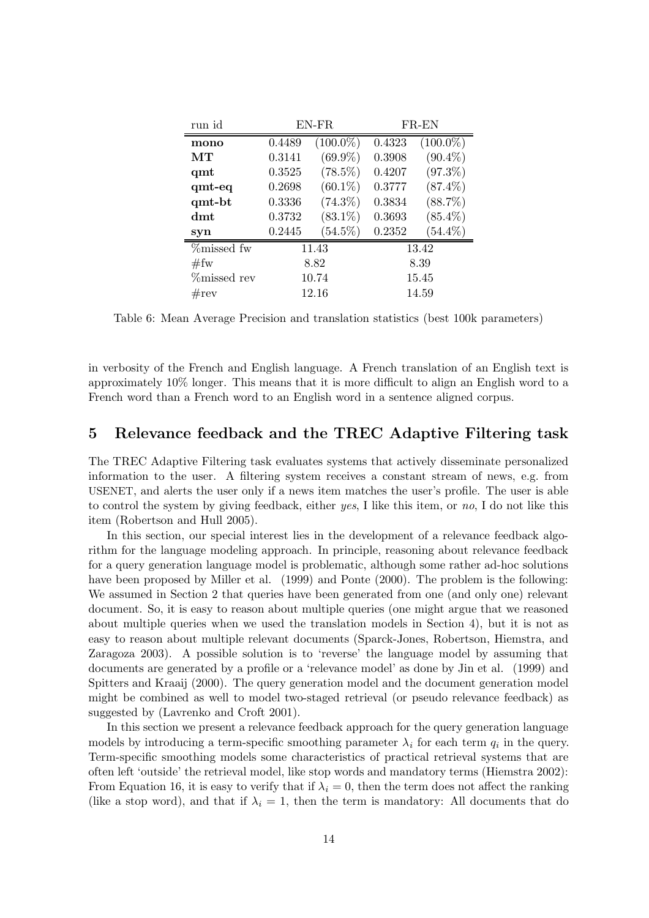| run id | EN-FR | | FR-EN | |
|---|---|---|---|---|
| **mono** | 0.4489 | (100.0%) | 0.4323 | (100.0%) |
| **MT** | 0.3141 | (69.9%) | 0.3908 | (90.4%) |
| **qmt** | 0.3525 | (78.5%) | 0.4207 | (97.3%) |
| **qmt-eq** | 0.2698 | (60.1%) | 0.3777 | (87.4%) |
| **qmt-bt** | 0.3336 | (74.3%) | 0.3834 | (88.7%) |
| **dmt** | 0.3732 | (83.1%) | 0.3693 | (85.4%) |
| **syn** | 0.2445 | (54.5%) | 0.2352 | (54.4%) |
| %missed fw | 11.43 | | 13.42 | |
| #fw | 8.82 | | 8.39 | |
| %missed rev | 10.74 | | 15.45 | |
| #rev | 12.16 | | 14.59 | |

Table 6: Mean Average Precision and translation statistics (best 100k parameters)

in verbosity of the French and English language. A French translation of an English text is approximately 10% longer. This means that it is more difficult to align an English word to a French word than a French word to an English word in a sentence aligned corpus.

## 5 Relevance feedback and the TREC Adaptive Filtering task

The TREC Adaptive Filtering task evaluates systems that actively disseminate personalized information to the user. A filtering system receives a constant stream of news, e.g. from USENET, and alerts the user only if a news item matches the user's profile. The user is able to control the system by giving feedback, either *yes*, I like this item, or *no*, I do not like this item (Robertson and Hull 2005).

In this section, our special interest lies in the development of a relevance feedback algorithm for the language modeling approach. In principle, reasoning about relevance feedback for a query generation language model is problematic, although some rather ad-hoc solutions have been proposed by Miller et al. (1999) and Ponte (2000). The problem is the following: We assumed in Section 2 that queries have been generated from one (and only one) relevant document. So, it is easy to reason about multiple queries (one might argue that we reasoned about multiple queries when we used the translation models in Section 4), but it is not as easy to reason about multiple relevant documents (Sparck-Jones, Robertson, Hiemstra, and Zaragoza 2003). A possible solution is to 'reverse' the language model by assuming that documents are generated by a profile or a 'relevance model' as done by Jin et al. (1999) and Spitters and Kraaij (2000). The query generation model and the document generation model might be combined as well to model two-staged retrieval (or pseudo relevance feedback) as suggested by (Lavrenko and Croft 2001).

In this section we present a relevance feedback approach for the query generation language models by introducing a term-specific smoothing parameter $\lambda_i$ for each term $q_i$ in the query. Term-specific smoothing models some characteristics of practical retrieval systems that are often left 'outside' the retrieval model, like stop words and mandatory terms (Hiemstra 2002): From Equation 16, it is easy to verify that if $\lambda_i = 0$, then the term does not affect the ranking (like a stop word), and that if $\lambda_i = 1$, then the term is mandatory: All documents that do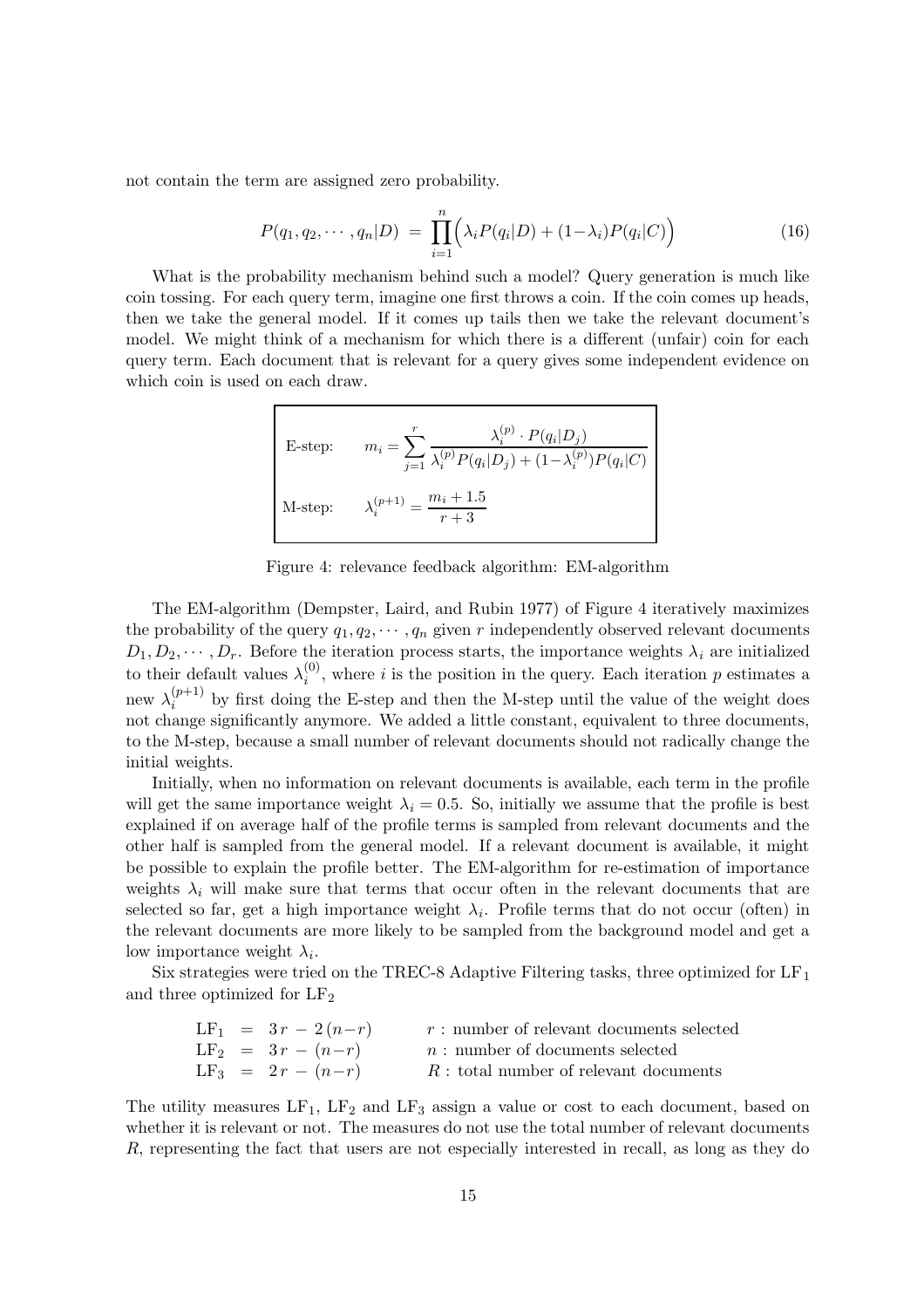not contain the term are assigned zero probability.

$$P(q_1, q_2, \cdots, q_n|D) \;=\; \prod_{i=1}^{n} \Big( \lambda_i P(q_i|D) + (1-\lambda_i) P(q_i|C) \Big) \tag{16}$$

What is the probability mechanism behind such a model? Query generation is much like coin tossing. For each query term, imagine one first throws a coin. If the coin comes up heads, then we take the general model. If it comes up tails then we take the relevant document's model. We might think of a mechanism for which there is a different (unfair) coin for each query term. Each document that is relevant for a query gives some independent evidence on which coin is used on each draw.

E-step: $$m_i = \sum_{j=1}^{r} \frac{\lambda_i^{(p)} \cdot P(q_i|D_j)}{\lambda_i^{(p)} P(q_i|D_j) + (1-\lambda_i^{(p)}) P(q_i|C)}$$

M-step: $$\lambda_i^{(p+1)} = \frac{m_i + 1.5}{r + 3}$$

Figure 4: relevance feedback algorithm: EM-algorithm

The EM-algorithm (Dempster, Laird, and Rubin 1977) of Figure 4 iteratively maximizes the probability of the query $q_1, q_2, \cdots, q_n$ given $r$ independently observed relevant documents $D_1, D_2, \cdots, D_r$. Before the iteration process starts, the importance weights $\lambda_i$ are initialized to their default values $\lambda_i^{(0)}$, where $i$ is the position in the query. Each iteration $p$ estimates a new $\lambda_i^{(p+1)}$ by first doing the E-step and then the M-step until the value of the weight does not change significantly anymore. We added a little constant, equivalent to three documents, to the M-step, because a small number of relevant documents should not radically change the initial weights.

Initially, when no information on relevant documents is available, each term in the profile will get the same importance weight $\lambda_i = 0.5$. So, initially we assume that the profile is best explained if on average half of the profile terms is sampled from relevant documents and the other half is sampled from the general model. If a relevant document is available, it might be possible to explain the profile better. The EM-algorithm for re-estimation of importance weights $\lambda_i$ will make sure that terms that occur often in the relevant documents that are selected so far, get a high importance weight $\lambda_i$. Profile terms that do not occur (often) in the relevant documents are more likely to be sampled from the background model and get a low importance weight $\lambda_i$.

Six strategies were tried on the TREC-8 Adaptive Filtering tasks, three optimized for $\text{LF}_1$ and three optimized for $\text{LF}_2$

$$\text{LF}_1 = 3\,r - 2\,(n-r) \qquad r:\text{ number of relevant documents selected}$$
$$\text{LF}_2 = 3\,r - (n-r) \qquad n:\text{ number of documents selected}$$
$$\text{LF}_3 = 2\,r - (n-r) \qquad R:\text{ total number of relevant documents}$$

The utility measures $\text{LF}_1$, $\text{LF}_2$ and $\text{LF}_3$ assign a value or cost to each document, based on whether it is relevant or not. The measures do not use the total number of relevant documents $R$, representing the fact that users are not especially interested in recall, as long as they do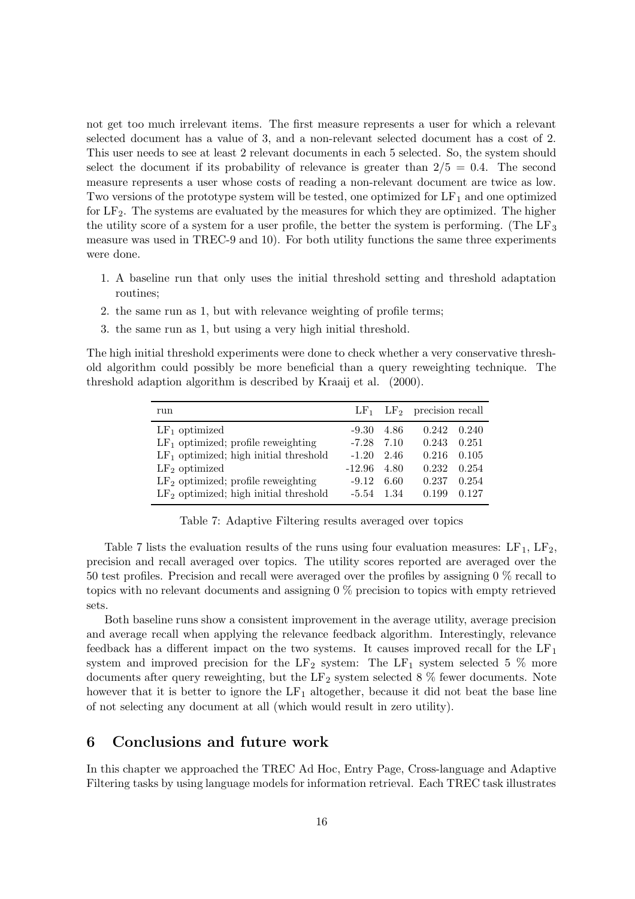not get too much irrelevant items. The first measure represents a user for which a relevant selected document has a value of 3, and a non-relevant selected document has a cost of 2. This user needs to see at least 2 relevant documents in each 5 selected. So, the system should select the document if its probability of relevance is greater than $2/5 = 0.4$. The second measure represents a user whose costs of reading a non-relevant document are twice as low. Two versions of the prototype system will be tested, one optimized for $LF_1$ and one optimized for $LF_2$. The systems are evaluated by the measures for which they are optimized. The higher the utility score of a system for a user profile, the better the system is performing. (The $LF_3$ measure was used in TREC-9 and 10). For both utility functions the same three experiments were done.

1. A baseline run that only uses the initial threshold setting and threshold adaptation routines;
2. the same run as 1, but with relevance weighting of profile terms;
3. the same run as 1, but using a very high initial threshold.

The high initial threshold experiments were done to check whether a very conservative threshold algorithm could possibly be more beneficial than a query reweighting technique. The threshold adaption algorithm is described by Kraaij et al. (2000).

| run | $LF_1$ | $LF_2$ | precision | recall |
|---|---|---|---|---|
| $LF_1$ optimized | -9.30 | 4.86 | 0.242 | 0.240 |
| $LF_1$ optimized; profile reweighting | -7.28 | 7.10 | 0.243 | 0.251 |
| $LF_1$ optimized; high initial threshold | -1.20 | 2.46 | 0.216 | 0.105 |
| $LF_2$ optimized | -12.96 | 4.80 | 0.232 | 0.254 |
| $LF_2$ optimized; profile reweighting | -9.12 | 6.60 | 0.237 | 0.254 |
| $LF_2$ optimized; high initial threshold | -5.54 | 1.34 | 0.199 | 0.127 |

Table 7: Adaptive Filtering results averaged over topics

Table 7 lists the evaluation results of the runs using four evaluation measures: $LF_1$, $LF_2$, precision and recall averaged over topics. The utility scores reported are averaged over the 50 test profiles. Precision and recall were averaged over the profiles by assigning 0 % recall to topics with no relevant documents and assigning 0 % precision to topics with empty retrieved sets.

Both baseline runs show a consistent improvement in the average utility, average precision and average recall when applying the relevance feedback algorithm. Interestingly, relevance feedback has a different impact on the two systems. It causes improved recall for the $LF_1$ system and improved precision for the $LF_2$ system: The $LF_1$ system selected 5 % more documents after query reweighting, but the $LF_2$ system selected 8 % fewer documents. Note however that it is better to ignore the $LF_1$ altogether, because it did not beat the base line of not selecting any document at all (which would result in zero utility).

## 6 Conclusions and future work

In this chapter we approached the TREC Ad Hoc, Entry Page, Cross-language and Adaptive Filtering tasks by using language models for information retrieval. Each TREC task illustrates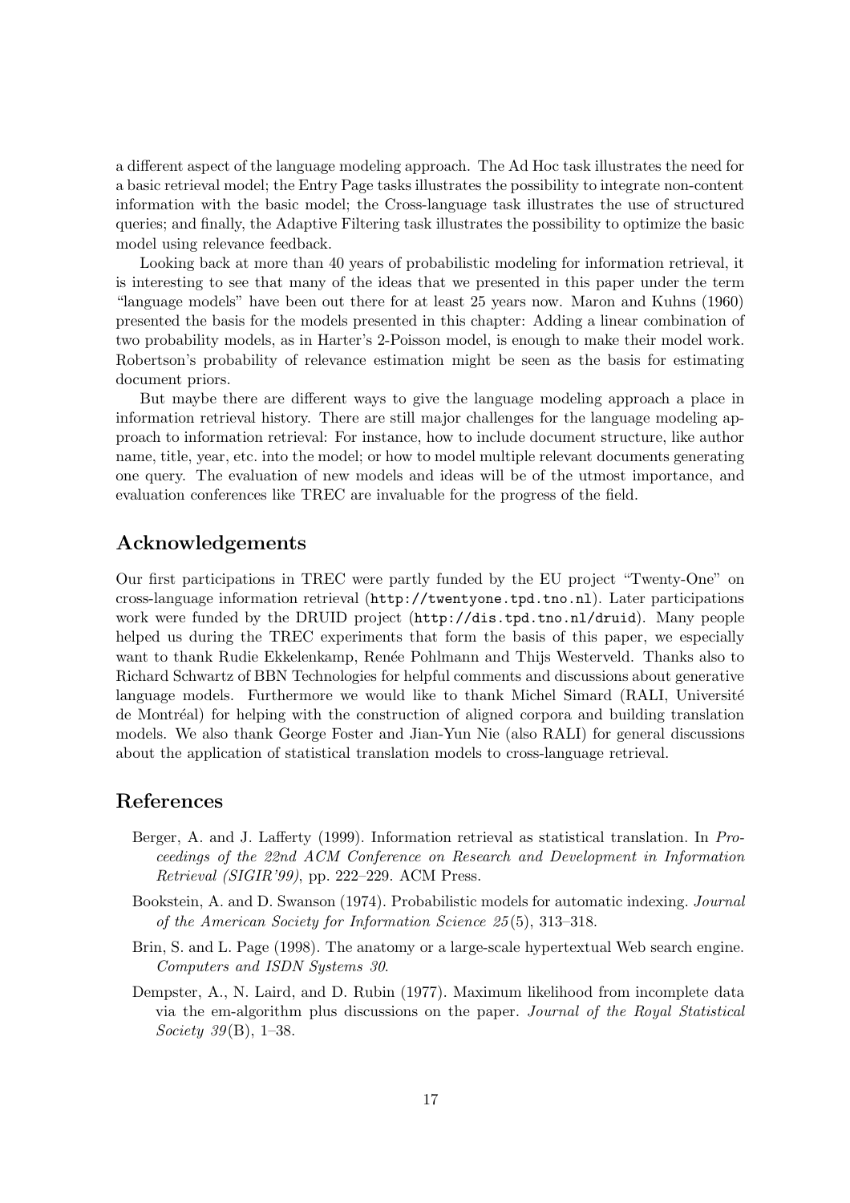a different aspect of the language modeling approach. The Ad Hoc task illustrates the need for a basic retrieval model; the Entry Page tasks illustrates the possibility to integrate non-content information with the basic model; the Cross-language task illustrates the use of structured queries; and finally, the Adaptive Filtering task illustrates the possibility to optimize the basic model using relevance feedback.

Looking back at more than 40 years of probabilistic modeling for information retrieval, it is interesting to see that many of the ideas that we presented in this paper under the term "language models" have been out there for at least 25 years now. Maron and Kuhns (1960) presented the basis for the models presented in this chapter: Adding a linear combination of two probability models, as in Harter's 2-Poisson model, is enough to make their model work. Robertson's probability of relevance estimation might be seen as the basis for estimating document priors.

But maybe there are different ways to give the language modeling approach a place in information retrieval history. There are still major challenges for the language modeling approach to information retrieval: For instance, how to include document structure, like author name, title, year, etc. into the model; or how to model multiple relevant documents generating one query. The evaluation of new models and ideas will be of the utmost importance, and evaluation conferences like TREC are invaluable for the progress of the field.

## Acknowledgements

Our first participations in TREC were partly funded by the EU project "Twenty-One" on cross-language information retrieval (`http://twentyone.tpd.tno.nl`). Later participations work were funded by the DRUID project (`http://dis.tpd.tno.nl/druid`). Many people helped us during the TREC experiments that form the basis of this paper, we especially want to thank Rudie Ekkelenkamp, Renée Pohlmann and Thijs Westerveld. Thanks also to Richard Schwartz of BBN Technologies for helpful comments and discussions about generative language models. Furthermore we would like to thank Michel Simard (RALI, Université de Montréal) for helping with the construction of aligned corpora and building translation models. We also thank George Foster and Jian-Yun Nie (also RALI) for general discussions about the application of statistical translation models to cross-language retrieval.

## References

Berger, A. and J. Lafferty (1999). Information retrieval as statistical translation. In *Proceedings of the 22nd ACM Conference on Research and Development in Information Retrieval (SIGIR'99)*, pp. 222–229. ACM Press.

Bookstein, A. and D. Swanson (1974). Probabilistic models for automatic indexing. *Journal of the American Society for Information Science 25*(5), 313–318.

Brin, S. and L. Page (1998). The anatomy or a large-scale hypertextual Web search engine. *Computers and ISDN Systems 30*.

Dempster, A., N. Laird, and D. Rubin (1977). Maximum likelihood from incomplete data via the em-algorithm plus discussions on the paper. *Journal of the Royal Statistical Society 39*(B), 1–38.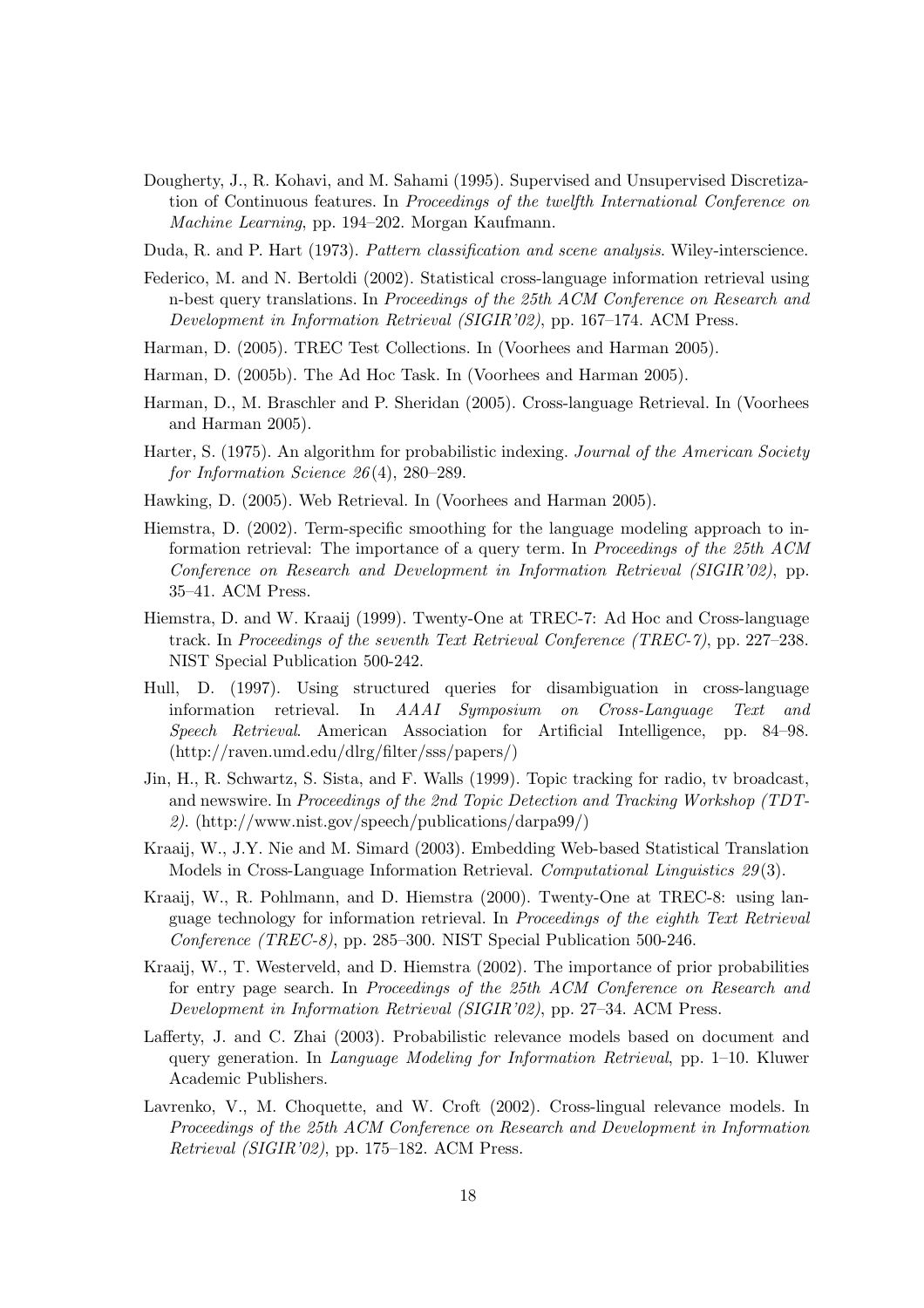Dougherty, J., R. Kohavi, and M. Sahami (1995). Supervised and Unsupervised Discretization of Continuous features. In *Proceedings of the twelfth International Conference on Machine Learning*, pp. 194–202. Morgan Kaufmann.

Duda, R. and P. Hart (1973). *Pattern classification and scene analysis*. Wiley-interscience.

Federico, M. and N. Bertoldi (2002). Statistical cross-language information retrieval using n-best query translations. In *Proceedings of the 25th ACM Conference on Research and Development in Information Retrieval (SIGIR'02)*, pp. 167–174. ACM Press.

Harman, D. (2005). TREC Test Collections. In (Voorhees and Harman 2005).

Harman, D. (2005b). The Ad Hoc Task. In (Voorhees and Harman 2005).

Harman, D., M. Braschler and P. Sheridan (2005). Cross-language Retrieval. In (Voorhees and Harman 2005).

Harter, S. (1975). An algorithm for probabilistic indexing. *Journal of the American Society for Information Science 26*(4), 280–289.

Hawking, D. (2005). Web Retrieval. In (Voorhees and Harman 2005).

Hiemstra, D. (2002). Term-specific smoothing for the language modeling approach to information retrieval: The importance of a query term. In *Proceedings of the 25th ACM Conference on Research and Development in Information Retrieval (SIGIR'02)*, pp. 35–41. ACM Press.

Hiemstra, D. and W. Kraaij (1999). Twenty-One at TREC-7: Ad Hoc and Cross-language track. In *Proceedings of the seventh Text Retrieval Conference (TREC-7)*, pp. 227–238. NIST Special Publication 500-242.

Hull, D. (1997). Using structured queries for disambiguation in cross-language information retrieval. In *AAAI Symposium on Cross-Language Text and Speech Retrieval*. American Association for Artificial Intelligence, pp. 84–98. (http://raven.umd.edu/dlrg/filter/sss/papers/)

Jin, H., R. Schwartz, S. Sista, and F. Walls (1999). Topic tracking for radio, tv broadcast, and newswire. In *Proceedings of the 2nd Topic Detection and Tracking Workshop (TDT-2)*. (http://www.nist.gov/speech/publications/darpa99/)

Kraaij, W., J.Y. Nie and M. Simard (2003). Embedding Web-based Statistical Translation Models in Cross-Language Information Retrieval. *Computational Linguistics 29*(3).

Kraaij, W., R. Pohlmann, and D. Hiemstra (2000). Twenty-One at TREC-8: using language technology for information retrieval. In *Proceedings of the eighth Text Retrieval Conference (TREC-8)*, pp. 285–300. NIST Special Publication 500-246.

Kraaij, W., T. Westerveld, and D. Hiemstra (2002). The importance of prior probabilities for entry page search. In *Proceedings of the 25th ACM Conference on Research and Development in Information Retrieval (SIGIR'02)*, pp. 27–34. ACM Press.

Lafferty, J. and C. Zhai (2003). Probabilistic relevance models based on document and query generation. In *Language Modeling for Information Retrieval*, pp. 1–10. Kluwer Academic Publishers.

Lavrenko, V., M. Choquette, and W. Croft (2002). Cross-lingual relevance models. In *Proceedings of the 25th ACM Conference on Research and Development in Information Retrieval (SIGIR'02)*, pp. 175–182. ACM Press.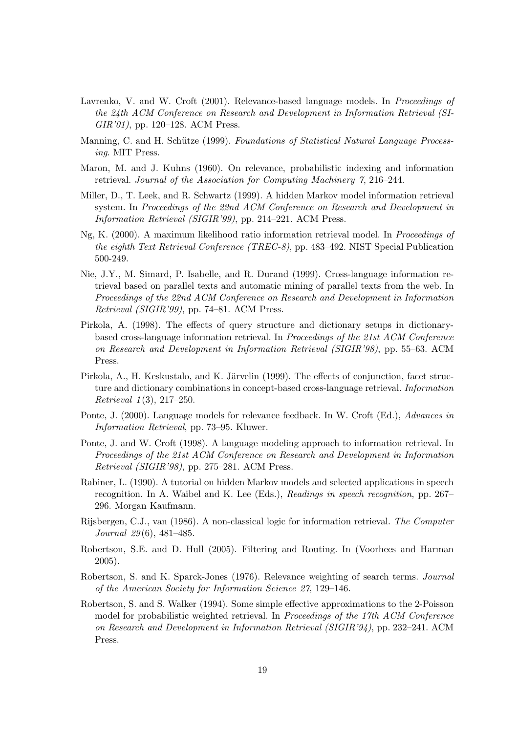Lavrenko, V. and W. Croft (2001). Relevance-based language models. In *Proceedings of the 24th ACM Conference on Research and Development in Information Retrieval (SIGIR'01)*, pp. 120–128. ACM Press.

Manning, C. and H. Schütze (1999). *Foundations of Statistical Natural Language Processing*. MIT Press.

Maron, M. and J. Kuhns (1960). On relevance, probabilistic indexing and information retrieval. *Journal of the Association for Computing Machinery 7*, 216–244.

Miller, D., T. Leek, and R. Schwartz (1999). A hidden Markov model information retrieval system. In *Proceedings of the 22nd ACM Conference on Research and Development in Information Retrieval (SIGIR'99)*, pp. 214–221. ACM Press.

Ng, K. (2000). A maximum likelihood ratio information retrieval model. In *Proceedings of the eighth Text Retrieval Conference (TREC-8)*, pp. 483–492. NIST Special Publication 500-249.

Nie, J.Y., M. Simard, P. Isabelle, and R. Durand (1999). Cross-language information retrieval based on parallel texts and automatic mining of parallel texts from the web. In *Proceedings of the 22nd ACM Conference on Research and Development in Information Retrieval (SIGIR'99)*, pp. 74–81. ACM Press.

Pirkola, A. (1998). The effects of query structure and dictionary setups in dictionary-based cross-language information retrieval. In *Proceedings of the 21st ACM Conference on Research and Development in Information Retrieval (SIGIR'98)*, pp. 55–63. ACM Press.

Pirkola, A., H. Keskustalo, and K. Järvelin (1999). The effects of conjunction, facet structure and dictionary combinations in concept-based cross-language retrieval. *Information Retrieval 1*(3), 217–250.

Ponte, J. (2000). Language models for relevance feedback. In W. Croft (Ed.), *Advances in Information Retrieval*, pp. 73–95. Kluwer.

Ponte, J. and W. Croft (1998). A language modeling approach to information retrieval. In *Proceedings of the 21st ACM Conference on Research and Development in Information Retrieval (SIGIR'98)*, pp. 275–281. ACM Press.

Rabiner, L. (1990). A tutorial on hidden Markov models and selected applications in speech recognition. In A. Waibel and K. Lee (Eds.), *Readings in speech recognition*, pp. 267–296. Morgan Kaufmann.

Rijsbergen, C.J., van (1986). A non-classical logic for information retrieval. *The Computer Journal 29*(6), 481–485.

Robertson, S.E. and D. Hull (2005). Filtering and Routing. In (Voorhees and Harman 2005).

Robertson, S. and K. Sparck-Jones (1976). Relevance weighting of search terms. *Journal of the American Society for Information Science 27*, 129–146.

Robertson, S. and S. Walker (1994). Some simple effective approximations to the 2-Poisson model for probabilistic weighted retrieval. In *Proceedings of the 17th ACM Conference on Research and Development in Information Retrieval (SIGIR'94)*, pp. 232–241. ACM Press.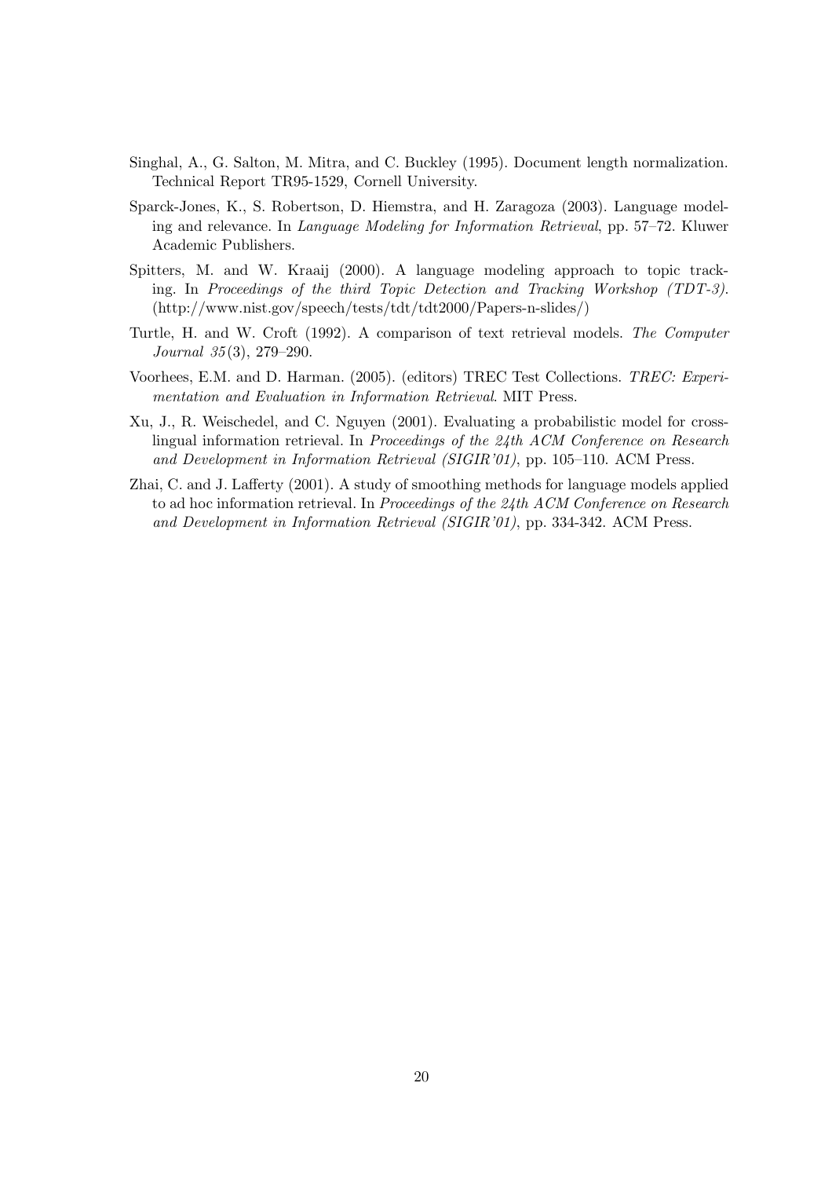Singhal, A., G. Salton, M. Mitra, and C. Buckley (1995). Document length normalization. Technical Report TR95-1529, Cornell University.

Sparck-Jones, K., S. Robertson, D. Hiemstra, and H. Zaragoza (2003). Language modeling and relevance. In *Language Modeling for Information Retrieval*, pp. 57–72. Kluwer Academic Publishers.

Spitters, M. and W. Kraaij (2000). A language modeling approach to topic tracking. In *Proceedings of the third Topic Detection and Tracking Workshop (TDT-3)*. (http://www.nist.gov/speech/tests/tdt/tdt2000/Papers-n-slides/)

Turtle, H. and W. Croft (1992). A comparison of text retrieval models. *The Computer Journal 35*(3), 279–290.

Voorhees, E.M. and D. Harman. (2005). (editors) TREC Test Collections. *TREC: Experimentation and Evaluation in Information Retrieval*. MIT Press.

Xu, J., R. Weischedel, and C. Nguyen (2001). Evaluating a probabilistic model for cross-lingual information retrieval. In *Proceedings of the 24th ACM Conference on Research and Development in Information Retrieval (SIGIR'01)*, pp. 105–110. ACM Press.

Zhai, C. and J. Lafferty (2001). A study of smoothing methods for language models applied to ad hoc information retrieval. In *Proceedings of the 24th ACM Conference on Research and Development in Information Retrieval (SIGIR'01)*, pp. 334-342. ACM Press.